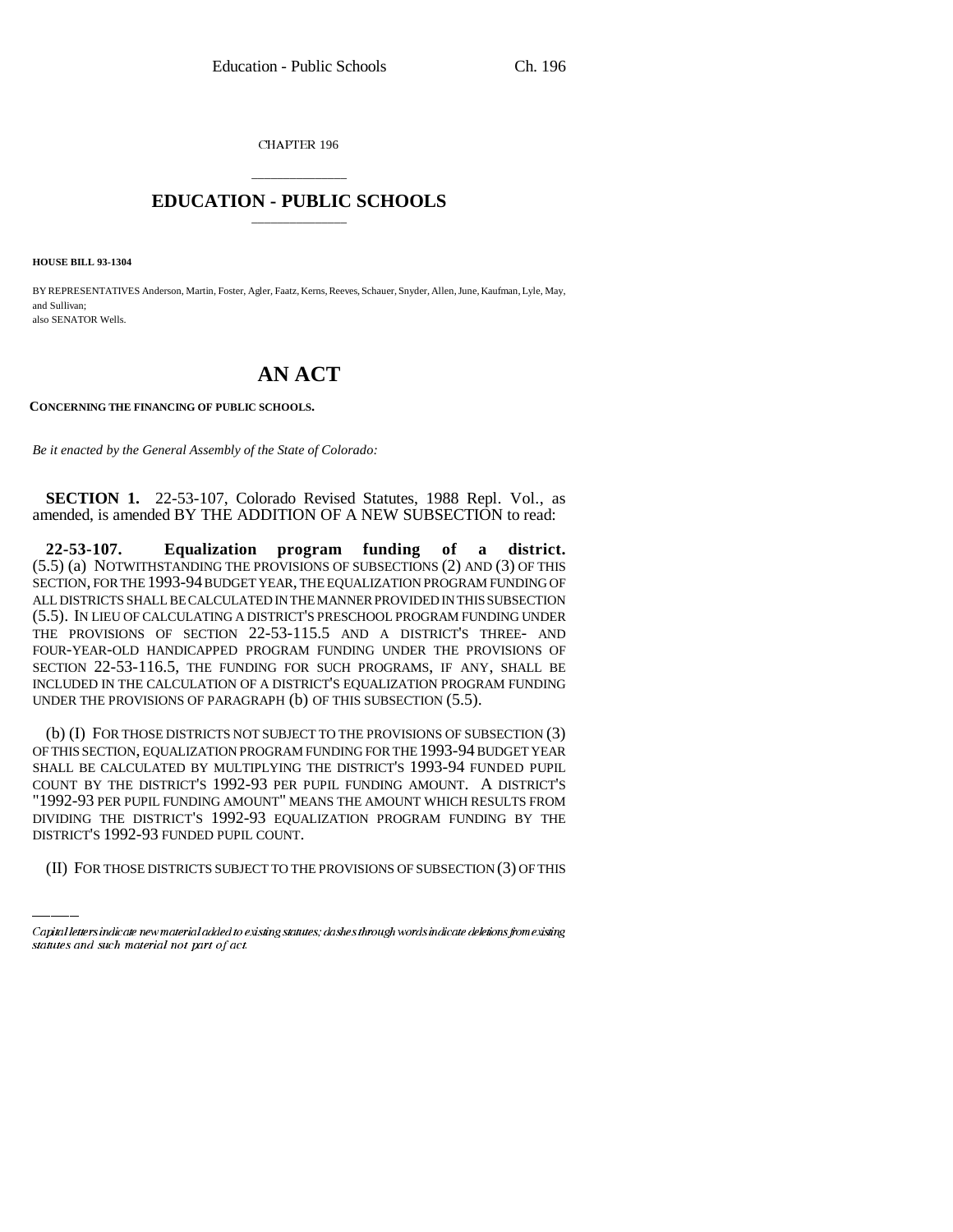CHAPTER 196

# EDUCATION - PUBLIC SCHOOLS

**HOUSE BILL 93-1304**

BY REPRESENTATIVES Anderson, Martin, Foster, Agler, Faatz, Kerns, Reeves, Schauer, Snyder, Allen, June, Kaufman, Lyle, May, and Sullivan;
also SENATOR Wells.

# AN ACT

**CONCERNING THE FINANCING OF PUBLIC SCHOOLS.**

*Be it enacted by the General Assembly of the State of Colorado:*

**SECTION 1.** 22-53-107, Colorado Revised Statutes, 1988 Repl. Vol., as amended, is amended BY THE ADDITION OF A NEW SUBSECTION to read:

**22-53-107. Equalization program funding of a district.** (5.5) (a) NOTWITHSTANDING THE PROVISIONS OF SUBSECTIONS (2) AND (3) OF THIS SECTION, FOR THE 1993-94 BUDGET YEAR, THE EQUALIZATION PROGRAM FUNDING OF ALL DISTRICTS SHALL BE CALCULATED IN THE MANNER PROVIDED IN THIS SUBSECTION (5.5). IN LIEU OF CALCULATING A DISTRICT'S PRESCHOOL PROGRAM FUNDING UNDER THE PROVISIONS OF SECTION 22-53-115.5 AND A DISTRICT'S THREE- AND FOUR-YEAR-OLD HANDICAPPED PROGRAM FUNDING UNDER THE PROVISIONS OF SECTION 22-53-116.5, THE FUNDING FOR SUCH PROGRAMS, IF ANY, SHALL BE INCLUDED IN THE CALCULATION OF A DISTRICT'S EQUALIZATION PROGRAM FUNDING UNDER THE PROVISIONS OF PARAGRAPH (b) OF THIS SUBSECTION (5.5).

(b) (I) FOR THOSE DISTRICTS NOT SUBJECT TO THE PROVISIONS OF SUBSECTION (3) OF THIS SECTION, EQUALIZATION PROGRAM FUNDING FOR THE 1993-94 BUDGET YEAR SHALL BE CALCULATED BY MULTIPLYING THE DISTRICT'S 1993-94 FUNDED PUPIL COUNT BY THE DISTRICT'S 1992-93 PER PUPIL FUNDING AMOUNT. A DISTRICT'S "1992-93 PER PUPIL FUNDING AMOUNT" MEANS THE AMOUNT WHICH RESULTS FROM DIVIDING THE DISTRICT'S 1992-93 EQUALIZATION PROGRAM FUNDING BY THE DISTRICT'S 1992-93 FUNDED PUPIL COUNT.

(II) FOR THOSE DISTRICTS SUBJECT TO THE PROVISIONS OF SUBSECTION (3) OF THIS

*Capital letters indicate new material added to existing statutes; dashes through words indicate deletions from existing statutes and such material not part of act.*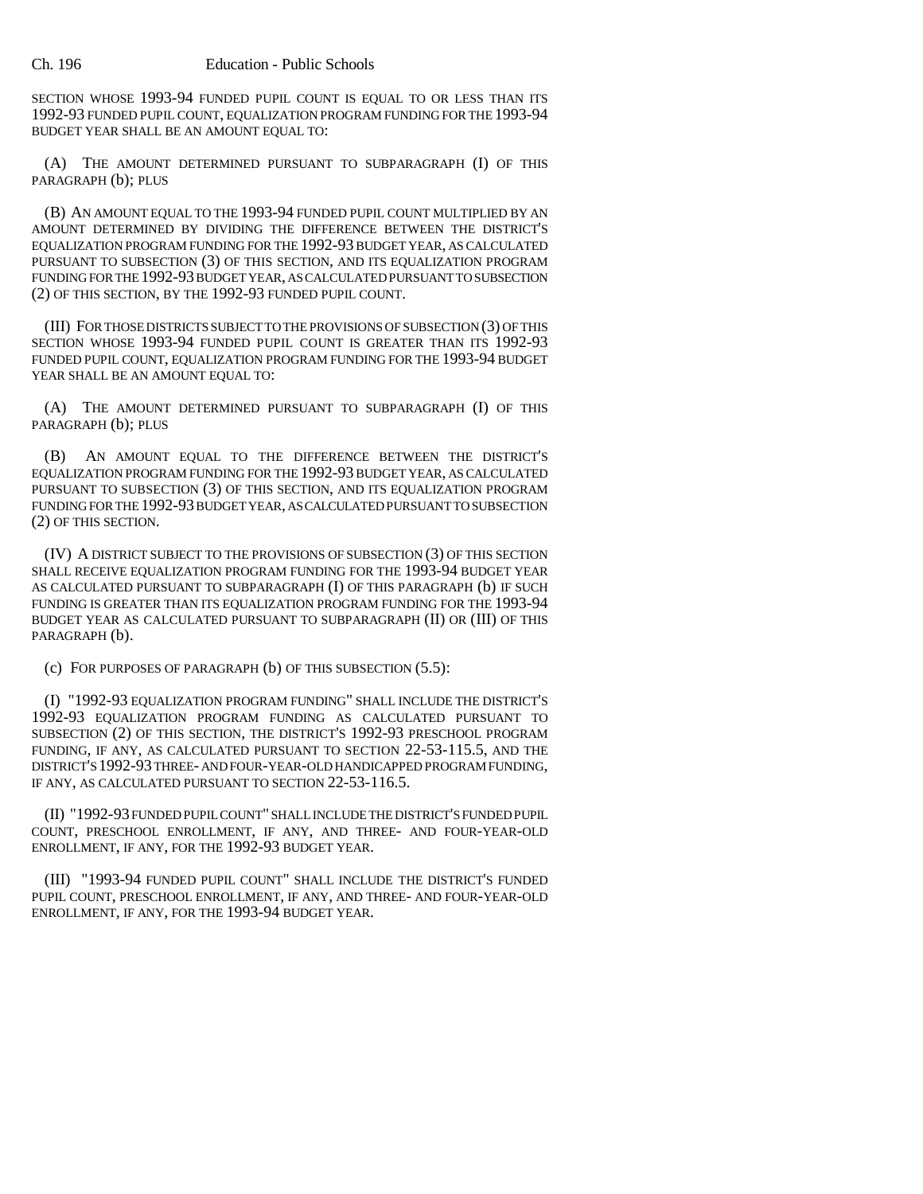SECTION WHOSE 1993-94 FUNDED PUPIL COUNT IS EQUAL TO OR LESS THAN ITS 1992-93 FUNDED PUPIL COUNT, EQUALIZATION PROGRAM FUNDING FOR THE 1993-94 BUDGET YEAR SHALL BE AN AMOUNT EQUAL TO:

(A) THE AMOUNT DETERMINED PURSUANT TO SUBPARAGRAPH (I) OF THIS PARAGRAPH (b); PLUS

(B) AN AMOUNT EQUAL TO THE 1993-94 FUNDED PUPIL COUNT MULTIPLIED BY AN AMOUNT DETERMINED BY DIVIDING THE DIFFERENCE BETWEEN THE DISTRICT'S EQUALIZATION PROGRAM FUNDING FOR THE 1992-93 BUDGET YEAR, AS CALCULATED PURSUANT TO SUBSECTION (3) OF THIS SECTION, AND ITS EQUALIZATION PROGRAM FUNDING FOR THE 1992-93 BUDGET YEAR, AS CALCULATED PURSUANT TO SUBSECTION (2) OF THIS SECTION, BY THE 1992-93 FUNDED PUPIL COUNT.

(III) FOR THOSE DISTRICTS SUBJECT TO THE PROVISIONS OF SUBSECTION (3) OF THIS SECTION WHOSE 1993-94 FUNDED PUPIL COUNT IS GREATER THAN ITS 1992-93 FUNDED PUPIL COUNT, EQUALIZATION PROGRAM FUNDING FOR THE 1993-94 BUDGET YEAR SHALL BE AN AMOUNT EQUAL TO:

(A) THE AMOUNT DETERMINED PURSUANT TO SUBPARAGRAPH (I) OF THIS PARAGRAPH (b); PLUS

(B) AN AMOUNT EQUAL TO THE DIFFERENCE BETWEEN THE DISTRICT'S EQUALIZATION PROGRAM FUNDING FOR THE 1992-93 BUDGET YEAR, AS CALCULATED PURSUANT TO SUBSECTION (3) OF THIS SECTION, AND ITS EQUALIZATION PROGRAM FUNDING FOR THE 1992-93 BUDGET YEAR, AS CALCULATED PURSUANT TO SUBSECTION (2) OF THIS SECTION.

(IV) A DISTRICT SUBJECT TO THE PROVISIONS OF SUBSECTION (3) OF THIS SECTION SHALL RECEIVE EQUALIZATION PROGRAM FUNDING FOR THE 1993-94 BUDGET YEAR AS CALCULATED PURSUANT TO SUBPARAGRAPH (I) OF THIS PARAGRAPH (b) IF SUCH FUNDING IS GREATER THAN ITS EQUALIZATION PROGRAM FUNDING FOR THE 1993-94 BUDGET YEAR AS CALCULATED PURSUANT TO SUBPARAGRAPH (II) OR (III) OF THIS PARAGRAPH (b).

(c) FOR PURPOSES OF PARAGRAPH (b) OF THIS SUBSECTION (5.5):

(I) "1992-93 EQUALIZATION PROGRAM FUNDING" SHALL INCLUDE THE DISTRICT'S 1992-93 EQUALIZATION PROGRAM FUNDING AS CALCULATED PURSUANT TO SUBSECTION (2) OF THIS SECTION, THE DISTRICT'S 1992-93 PRESCHOOL PROGRAM FUNDING, IF ANY, AS CALCULATED PURSUANT TO SECTION 22-53-115.5, AND THE DISTRICT'S 1992-93 THREE- AND FOUR-YEAR-OLD HANDICAPPED PROGRAM FUNDING, IF ANY, AS CALCULATED PURSUANT TO SECTION 22-53-116.5.

(II) "1992-93 FUNDED PUPIL COUNT" SHALL INCLUDE THE DISTRICT'S FUNDED PUPIL COUNT, PRESCHOOL ENROLLMENT, IF ANY, AND THREE- AND FOUR-YEAR-OLD ENROLLMENT, IF ANY, FOR THE 1992-93 BUDGET YEAR.

(III) "1993-94 FUNDED PUPIL COUNT" SHALL INCLUDE THE DISTRICT'S FUNDED PUPIL COUNT, PRESCHOOL ENROLLMENT, IF ANY, AND THREE- AND FOUR-YEAR-OLD ENROLLMENT, IF ANY, FOR THE 1993-94 BUDGET YEAR.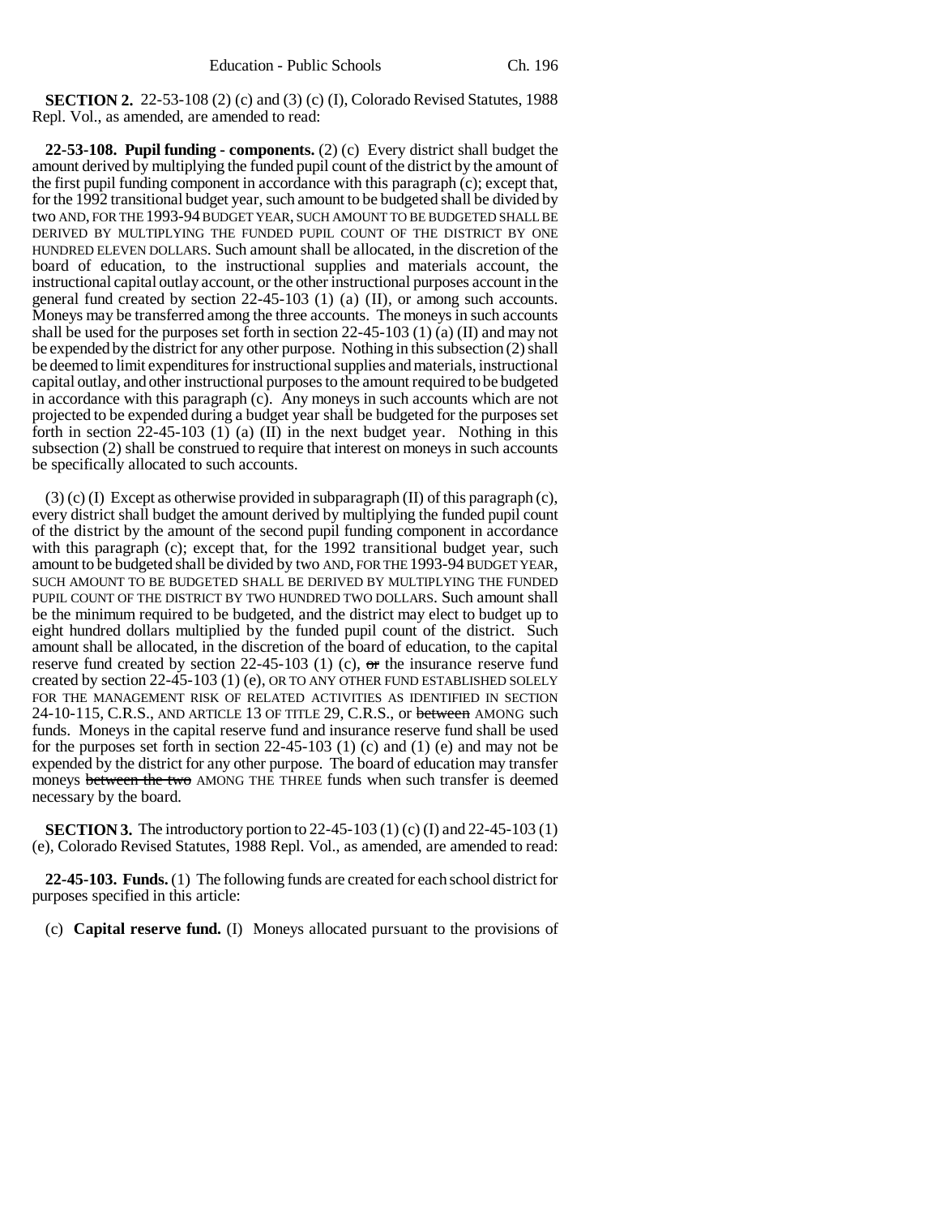**SECTION 2.** 22-53-108 (2) (c) and (3) (c) (I), Colorado Revised Statutes, 1988 Repl. Vol., as amended, are amended to read:

**22-53-108. Pupil funding - components.** (2) (c) Every district shall budget the amount derived by multiplying the funded pupil count of the district by the amount of the first pupil funding component in accordance with this paragraph (c); except that, for the 1992 transitional budget year, such amount to be budgeted shall be divided by two AND, FOR THE 1993-94 BUDGET YEAR, SUCH AMOUNT TO BE BUDGETED SHALL BE DERIVED BY MULTIPLYING THE FUNDED PUPIL COUNT OF THE DISTRICT BY ONE HUNDRED ELEVEN DOLLARS. Such amount shall be allocated, in the discretion of the board of education, to the instructional supplies and materials account, the instructional capital outlay account, or the other instructional purposes account in the general fund created by section 22-45-103 (1) (a) (II), or among such accounts. Moneys may be transferred among the three accounts. The moneys in such accounts shall be used for the purposes set forth in section 22-45-103 (1) (a) (II) and may not be expended by the district for any other purpose. Nothing in this subsection (2) shall be deemed to limit expenditures for instructional supplies and materials, instructional capital outlay, and other instructional purposes to the amount required to be budgeted in accordance with this paragraph (c). Any moneys in such accounts which are not projected to be expended during a budget year shall be budgeted for the purposes set forth in section 22-45-103 (1) (a) (II) in the next budget year. Nothing in this subsection (2) shall be construed to require that interest on moneys in such accounts be specifically allocated to such accounts.

(3) (c) (I) Except as otherwise provided in subparagraph (II) of this paragraph (c), every district shall budget the amount derived by multiplying the funded pupil count of the district by the amount of the second pupil funding component in accordance with this paragraph (c); except that, for the 1992 transitional budget year, such amount to be budgeted shall be divided by two AND, FOR THE 1993-94 BUDGET YEAR, SUCH AMOUNT TO BE BUDGETED SHALL BE DERIVED BY MULTIPLYING THE FUNDED PUPIL COUNT OF THE DISTRICT BY TWO HUNDRED TWO DOLLARS. Such amount shall be the minimum required to be budgeted, and the district may elect to budget up to eight hundred dollars multiplied by the funded pupil count of the district. Such amount shall be allocated, in the discretion of the board of education, to the capital reserve fund created by section 22-45-103 (1) (c), ~~or~~ the insurance reserve fund created by section 22-45-103 (1) (e), OR TO ANY OTHER FUND ESTABLISHED SOLELY FOR THE MANAGEMENT RISK OF RELATED ACTIVITIES AS IDENTIFIED IN SECTION 24-10-115, C.R.S., AND ARTICLE 13 OF TITLE 29, C.R.S., or ~~between~~ AMONG such funds. Moneys in the capital reserve fund and insurance reserve fund shall be used for the purposes set forth in section 22-45-103 (1) (c) and (1) (e) and may not be expended by the district for any other purpose. The board of education may transfer moneys ~~between the two~~ AMONG THE THREE funds when such transfer is deemed necessary by the board.

**SECTION 3.** The introductory portion to 22-45-103 (1) (c) (I) and 22-45-103 (1) (e), Colorado Revised Statutes, 1988 Repl. Vol., as amended, are amended to read:

**22-45-103. Funds.** (1) The following funds are created for each school district for purposes specified in this article:

(c) **Capital reserve fund.** (I) Moneys allocated pursuant to the provisions of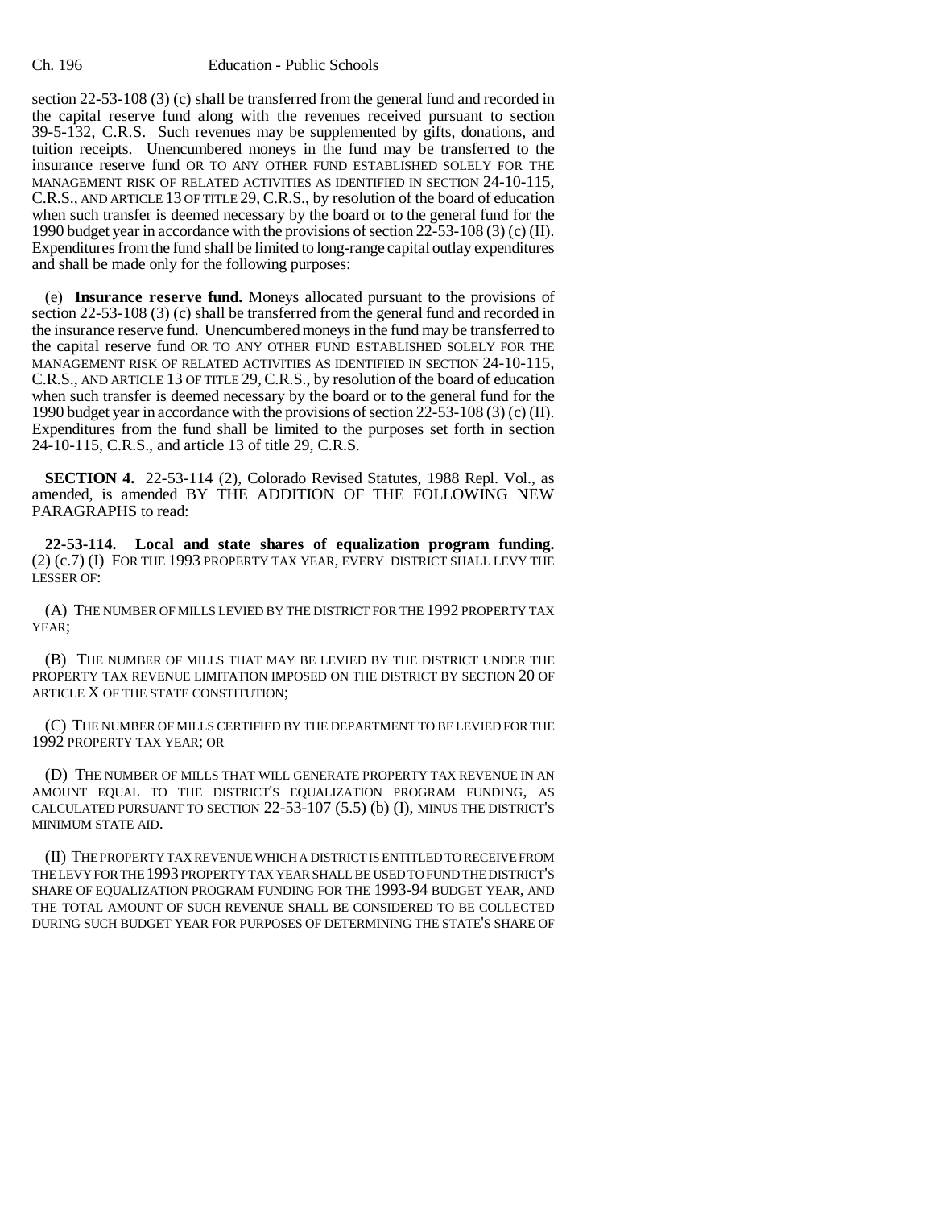section 22-53-108 (3) (c) shall be transferred from the general fund and recorded in the capital reserve fund along with the revenues received pursuant to section 39-5-132, C.R.S. Such revenues may be supplemented by gifts, donations, and tuition receipts. Unencumbered moneys in the fund may be transferred to the insurance reserve fund OR TO ANY OTHER FUND ESTABLISHED SOLELY FOR THE MANAGEMENT RISK OF RELATED ACTIVITIES AS IDENTIFIED IN SECTION 24-10-115, C.R.S., AND ARTICLE 13 OF TITLE 29, C.R.S., by resolution of the board of education when such transfer is deemed necessary by the board or to the general fund for the 1990 budget year in accordance with the provisions of section 22-53-108 (3) (c) (II). Expenditures from the fund shall be limited to long-range capital outlay expenditures and shall be made only for the following purposes:

(e) **Insurance reserve fund.** Moneys allocated pursuant to the provisions of section 22-53-108 (3) (c) shall be transferred from the general fund and recorded in the insurance reserve fund. Unencumbered moneys in the fund may be transferred to the capital reserve fund OR TO ANY OTHER FUND ESTABLISHED SOLELY FOR THE MANAGEMENT RISK OF RELATED ACTIVITIES AS IDENTIFIED IN SECTION 24-10-115, C.R.S., AND ARTICLE 13 OF TITLE 29, C.R.S., by resolution of the board of education when such transfer is deemed necessary by the board or to the general fund for the 1990 budget year in accordance with the provisions of section 22-53-108 (3) (c) (II). Expenditures from the fund shall be limited to the purposes set forth in section 24-10-115, C.R.S., and article 13 of title 29, C.R.S.

**SECTION 4.** 22-53-114 (2), Colorado Revised Statutes, 1988 Repl. Vol., as amended, is amended BY THE ADDITION OF THE FOLLOWING NEW PARAGRAPHS to read:

**22-53-114. Local and state shares of equalization program funding.** (2) (c.7) (I) FOR THE 1993 PROPERTY TAX YEAR, EVERY DISTRICT SHALL LEVY THE LESSER OF:

(A) THE NUMBER OF MILLS LEVIED BY THE DISTRICT FOR THE 1992 PROPERTY TAX YEAR;

(B) THE NUMBER OF MILLS THAT MAY BE LEVIED BY THE DISTRICT UNDER THE PROPERTY TAX REVENUE LIMITATION IMPOSED ON THE DISTRICT BY SECTION 20 OF ARTICLE X OF THE STATE CONSTITUTION;

(C) THE NUMBER OF MILLS CERTIFIED BY THE DEPARTMENT TO BE LEVIED FOR THE 1992 PROPERTY TAX YEAR; OR

(D) THE NUMBER OF MILLS THAT WILL GENERATE PROPERTY TAX REVENUE IN AN AMOUNT EQUAL TO THE DISTRICT'S EQUALIZATION PROGRAM FUNDING, AS CALCULATED PURSUANT TO SECTION 22-53-107 (5.5) (b) (I), MINUS THE DISTRICT'S MINIMUM STATE AID.

(II) THE PROPERTY TAX REVENUE WHICH A DISTRICT IS ENTITLED TO RECEIVE FROM THE LEVY FOR THE 1993 PROPERTY TAX YEAR SHALL BE USED TO FUND THE DISTRICT'S SHARE OF EQUALIZATION PROGRAM FUNDING FOR THE 1993-94 BUDGET YEAR, AND THE TOTAL AMOUNT OF SUCH REVENUE SHALL BE CONSIDERED TO BE COLLECTED DURING SUCH BUDGET YEAR FOR PURPOSES OF DETERMINING THE STATE'S SHARE OF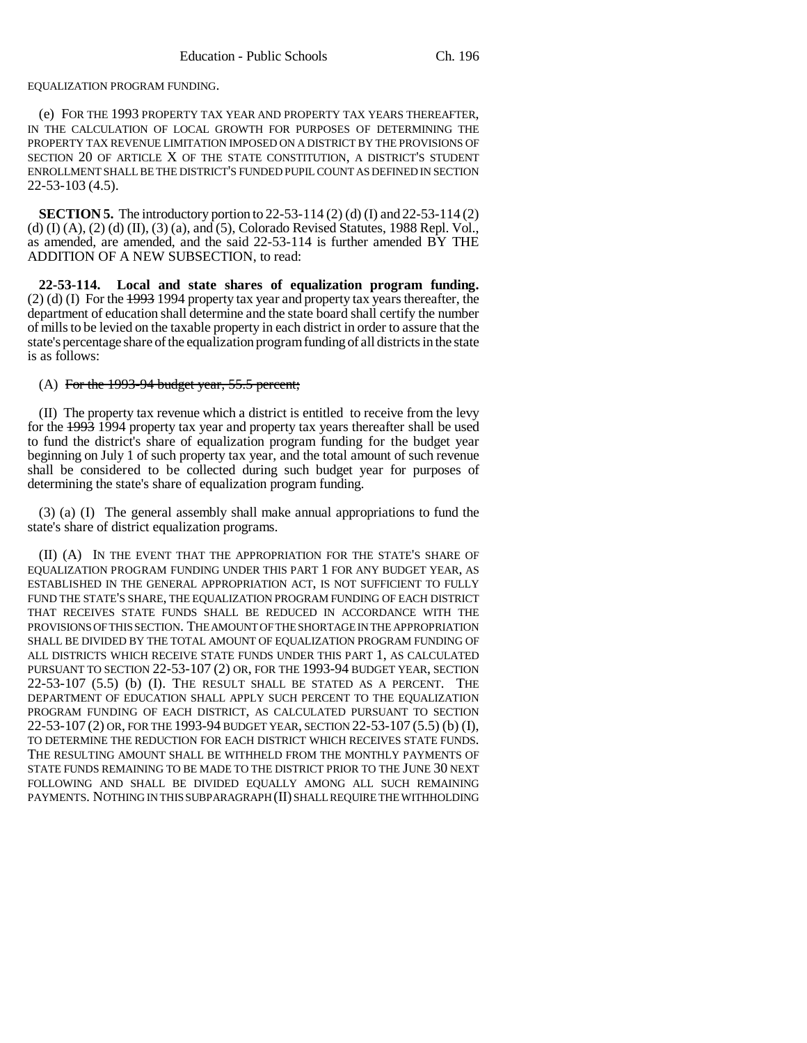EQUALIZATION PROGRAM FUNDING.

(e) FOR THE 1993 PROPERTY TAX YEAR AND PROPERTY TAX YEARS THEREAFTER, IN THE CALCULATION OF LOCAL GROWTH FOR PURPOSES OF DETERMINING THE PROPERTY TAX REVENUE LIMITATION IMPOSED ON A DISTRICT BY THE PROVISIONS OF SECTION 20 OF ARTICLE X OF THE STATE CONSTITUTION, A DISTRICT'S STUDENT ENROLLMENT SHALL BE THE DISTRICT'S FUNDED PUPIL COUNT AS DEFINED IN SECTION 22-53-103 (4.5).

**SECTION 5.** The introductory portion to 22-53-114 (2) (d) (I) and 22-53-114 (2) (d) (I) (A), (2) (d) (II), (3) (a), and (5), Colorado Revised Statutes, 1988 Repl. Vol., as amended, are amended, and the said 22-53-114 is further amended BY THE ADDITION OF A NEW SUBSECTION, to read:

**22-53-114. Local and state shares of equalization program funding.** (2) (d) (I) For the ~~1993~~ 1994 property tax year and property tax years thereafter, the department of education shall determine and the state board shall certify the number of mills to be levied on the taxable property in each district in order to assure that the state's percentage share of the equalization program funding of all districts in the state is as follows:

(A) ~~For the 1993-94 budget year, 55.5 percent;~~

(II) The property tax revenue which a district is entitled to receive from the levy for the ~~1993~~ 1994 property tax year and property tax years thereafter shall be used to fund the district's share of equalization program funding for the budget year beginning on July 1 of such property tax year, and the total amount of such revenue shall be considered to be collected during such budget year for purposes of determining the state's share of equalization program funding.

(3) (a) (I) The general assembly shall make annual appropriations to fund the state's share of district equalization programs.

(II) (A) IN THE EVENT THAT THE APPROPRIATION FOR THE STATE'S SHARE OF EQUALIZATION PROGRAM FUNDING UNDER THIS PART 1 FOR ANY BUDGET YEAR, AS ESTABLISHED IN THE GENERAL APPROPRIATION ACT, IS NOT SUFFICIENT TO FULLY FUND THE STATE'S SHARE, THE EQUALIZATION PROGRAM FUNDING OF EACH DISTRICT THAT RECEIVES STATE FUNDS SHALL BE REDUCED IN ACCORDANCE WITH THE PROVISIONS OF THIS SECTION. THE AMOUNT OF THE SHORTAGE IN THE APPROPRIATION SHALL BE DIVIDED BY THE TOTAL AMOUNT OF EQUALIZATION PROGRAM FUNDING OF ALL DISTRICTS WHICH RECEIVE STATE FUNDS UNDER THIS PART 1, AS CALCULATED PURSUANT TO SECTION 22-53-107 (2) OR, FOR THE 1993-94 BUDGET YEAR, SECTION 22-53-107 (5.5) (b) (I). THE RESULT SHALL BE STATED AS A PERCENT. THE DEPARTMENT OF EDUCATION SHALL APPLY SUCH PERCENT TO THE EQUALIZATION PROGRAM FUNDING OF EACH DISTRICT, AS CALCULATED PURSUANT TO SECTION 22-53-107 (2) OR, FOR THE 1993-94 BUDGET YEAR, SECTION 22-53-107 (5.5) (b) (I), TO DETERMINE THE REDUCTION FOR EACH DISTRICT WHICH RECEIVES STATE FUNDS. THE RESULTING AMOUNT SHALL BE WITHHELD FROM THE MONTHLY PAYMENTS OF STATE FUNDS REMAINING TO BE MADE TO THE DISTRICT PRIOR TO THE JUNE 30 NEXT FOLLOWING AND SHALL BE DIVIDED EQUALLY AMONG ALL SUCH REMAINING PAYMENTS. NOTHING IN THIS SUBPARAGRAPH (II) SHALL REQUIRE THE WITHHOLDING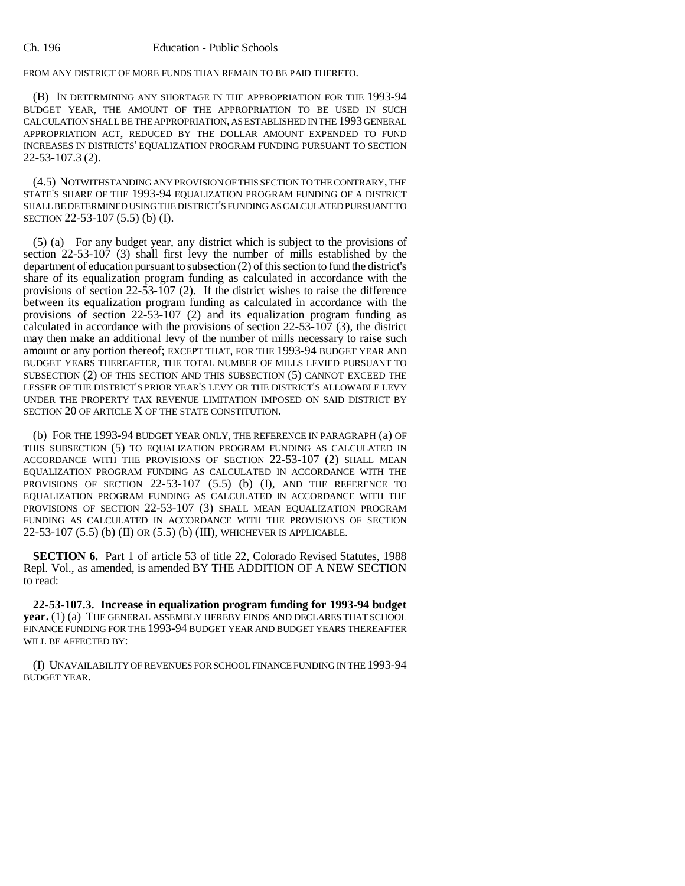FROM ANY DISTRICT OF MORE FUNDS THAN REMAIN TO BE PAID THERETO.

(B) IN DETERMINING ANY SHORTAGE IN THE APPROPRIATION FOR THE 1993-94 BUDGET YEAR, THE AMOUNT OF THE APPROPRIATION TO BE USED IN SUCH CALCULATION SHALL BE THE APPROPRIATION, AS ESTABLISHED IN THE 1993 GENERAL APPROPRIATION ACT, REDUCED BY THE DOLLAR AMOUNT EXPENDED TO FUND INCREASES IN DISTRICTS' EQUALIZATION PROGRAM FUNDING PURSUANT TO SECTION 22-53-107.3 (2).

(4.5) NOTWITHSTANDING ANY PROVISION OF THIS SECTION TO THE CONTRARY, THE STATE'S SHARE OF THE 1993-94 EQUALIZATION PROGRAM FUNDING OF A DISTRICT SHALL BE DETERMINED USING THE DISTRICT'S FUNDING AS CALCULATED PURSUANT TO SECTION 22-53-107 (5.5) (b) (I).

(5) (a) For any budget year, any district which is subject to the provisions of section 22-53-107 (3) shall first levy the number of mills established by the department of education pursuant to subsection (2) of this section to fund the district's share of its equalization program funding as calculated in accordance with the provisions of section 22-53-107 (2). If the district wishes to raise the difference between its equalization program funding as calculated in accordance with the provisions of section 22-53-107 (2) and its equalization program funding as calculated in accordance with the provisions of section 22-53-107 (3), the district may then make an additional levy of the number of mills necessary to raise such amount or any portion thereof; EXCEPT THAT, FOR THE 1993-94 BUDGET YEAR AND BUDGET YEARS THEREAFTER, THE TOTAL NUMBER OF MILLS LEVIED PURSUANT TO SUBSECTION (2) OF THIS SECTION AND THIS SUBSECTION (5) CANNOT EXCEED THE LESSER OF THE DISTRICT'S PRIOR YEAR'S LEVY OR THE DISTRICT'S ALLOWABLE LEVY UNDER THE PROPERTY TAX REVENUE LIMITATION IMPOSED ON SAID DISTRICT BY SECTION 20 OF ARTICLE X OF THE STATE CONSTITUTION.

(b) FOR THE 1993-94 BUDGET YEAR ONLY, THE REFERENCE IN PARAGRAPH (a) OF THIS SUBSECTION (5) TO EQUALIZATION PROGRAM FUNDING AS CALCULATED IN ACCORDANCE WITH THE PROVISIONS OF SECTION 22-53-107 (2) SHALL MEAN EQUALIZATION PROGRAM FUNDING AS CALCULATED IN ACCORDANCE WITH THE PROVISIONS OF SECTION 22-53-107 (5.5) (b) (I), AND THE REFERENCE TO EQUALIZATION PROGRAM FUNDING AS CALCULATED IN ACCORDANCE WITH THE PROVISIONS OF SECTION 22-53-107 (3) SHALL MEAN EQUALIZATION PROGRAM FUNDING AS CALCULATED IN ACCORDANCE WITH THE PROVISIONS OF SECTION 22-53-107 (5.5) (b) (II) OR (5.5) (b) (III), WHICHEVER IS APPLICABLE.

**SECTION 6.** Part 1 of article 53 of title 22, Colorado Revised Statutes, 1988 Repl. Vol., as amended, is amended BY THE ADDITION OF A NEW SECTION to read:

**22-53-107.3. Increase in equalization program funding for 1993-94 budget year.** (1) (a) THE GENERAL ASSEMBLY HEREBY FINDS AND DECLARES THAT SCHOOL FINANCE FUNDING FOR THE 1993-94 BUDGET YEAR AND BUDGET YEARS THEREAFTER WILL BE AFFECTED BY:

(I) UNAVAILABILITY OF REVENUES FOR SCHOOL FINANCE FUNDING IN THE 1993-94 BUDGET YEAR.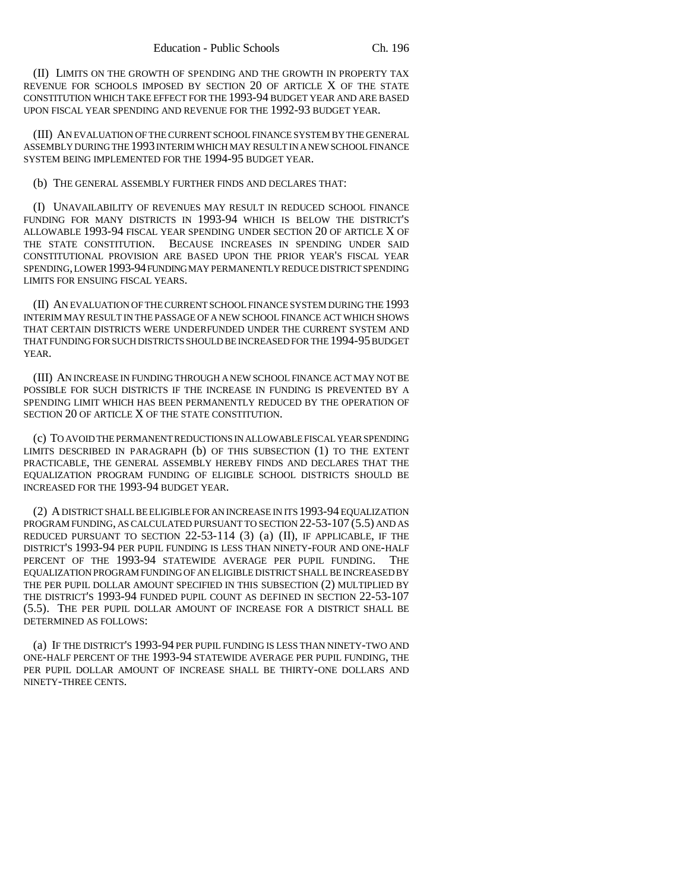(II) LIMITS ON THE GROWTH OF SPENDING AND THE GROWTH IN PROPERTY TAX REVENUE FOR SCHOOLS IMPOSED BY SECTION 20 OF ARTICLE X OF THE STATE CONSTITUTION WHICH TAKE EFFECT FOR THE 1993-94 BUDGET YEAR AND ARE BASED UPON FISCAL YEAR SPENDING AND REVENUE FOR THE 1992-93 BUDGET YEAR.

(III) AN EVALUATION OF THE CURRENT SCHOOL FINANCE SYSTEM BY THE GENERAL ASSEMBLY DURING THE 1993 INTERIM WHICH MAY RESULT IN A NEW SCHOOL FINANCE SYSTEM BEING IMPLEMENTED FOR THE 1994-95 BUDGET YEAR.

(b) THE GENERAL ASSEMBLY FURTHER FINDS AND DECLARES THAT:

(I) UNAVAILABILITY OF REVENUES MAY RESULT IN REDUCED SCHOOL FINANCE FUNDING FOR MANY DISTRICTS IN 1993-94 WHICH IS BELOW THE DISTRICT'S ALLOWABLE 1993-94 FISCAL YEAR SPENDING UNDER SECTION 20 OF ARTICLE X OF THE STATE CONSTITUTION. BECAUSE INCREASES IN SPENDING UNDER SAID CONSTITUTIONAL PROVISION ARE BASED UPON THE PRIOR YEAR'S FISCAL YEAR SPENDING, LOWER 1993-94 FUNDING MAY PERMANENTLY REDUCE DISTRICT SPENDING LIMITS FOR ENSUING FISCAL YEARS.

(II) AN EVALUATION OF THE CURRENT SCHOOL FINANCE SYSTEM DURING THE 1993 INTERIM MAY RESULT IN THE PASSAGE OF A NEW SCHOOL FINANCE ACT WHICH SHOWS THAT CERTAIN DISTRICTS WERE UNDERFUNDED UNDER THE CURRENT SYSTEM AND THAT FUNDING FOR SUCH DISTRICTS SHOULD BE INCREASED FOR THE 1994-95 BUDGET YEAR.

(III) AN INCREASE IN FUNDING THROUGH A NEW SCHOOL FINANCE ACT MAY NOT BE POSSIBLE FOR SUCH DISTRICTS IF THE INCREASE IN FUNDING IS PREVENTED BY A SPENDING LIMIT WHICH HAS BEEN PERMANENTLY REDUCED BY THE OPERATION OF SECTION 20 OF ARTICLE X OF THE STATE CONSTITUTION.

(c) TO AVOID THE PERMANENT REDUCTIONS IN ALLOWABLE FISCAL YEAR SPENDING LIMITS DESCRIBED IN PARAGRAPH (b) OF THIS SUBSECTION (1) TO THE EXTENT PRACTICABLE, THE GENERAL ASSEMBLY HEREBY FINDS AND DECLARES THAT THE EQUALIZATION PROGRAM FUNDING OF ELIGIBLE SCHOOL DISTRICTS SHOULD BE INCREASED FOR THE 1993-94 BUDGET YEAR.

(2) A DISTRICT SHALL BE ELIGIBLE FOR AN INCREASE IN ITS 1993-94 EQUALIZATION PROGRAM FUNDING, AS CALCULATED PURSUANT TO SECTION 22-53-107 (5.5) AND AS REDUCED PURSUANT TO SECTION 22-53-114 (3) (a) (II), IF APPLICABLE, IF THE DISTRICT'S 1993-94 PER PUPIL FUNDING IS LESS THAN NINETY-FOUR AND ONE-HALF PERCENT OF THE 1993-94 STATEWIDE AVERAGE PER PUPIL FUNDING. THE EQUALIZATION PROGRAM FUNDING OF AN ELIGIBLE DISTRICT SHALL BE INCREASED BY THE PER PUPIL DOLLAR AMOUNT SPECIFIED IN THIS SUBSECTION (2) MULTIPLIED BY THE DISTRICT'S 1993-94 FUNDED PUPIL COUNT AS DEFINED IN SECTION 22-53-107 (5.5). THE PER PUPIL DOLLAR AMOUNT OF INCREASE FOR A DISTRICT SHALL BE DETERMINED AS FOLLOWS:

(a) IF THE DISTRICT'S 1993-94 PER PUPIL FUNDING IS LESS THAN NINETY-TWO AND ONE-HALF PERCENT OF THE 1993-94 STATEWIDE AVERAGE PER PUPIL FUNDING, THE PER PUPIL DOLLAR AMOUNT OF INCREASE SHALL BE THIRTY-ONE DOLLARS AND NINETY-THREE CENTS.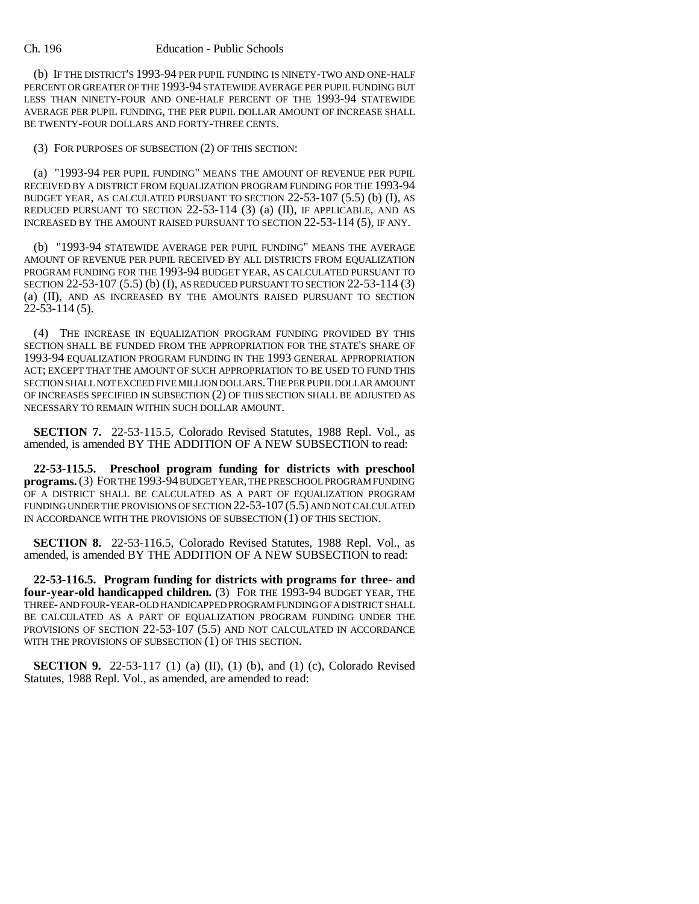(b) IF THE DISTRICT'S 1993-94 PER PUPIL FUNDING IS NINETY-TWO AND ONE-HALF PERCENT OR GREATER OF THE 1993-94 STATEWIDE AVERAGE PER PUPIL FUNDING BUT LESS THAN NINETY-FOUR AND ONE-HALF PERCENT OF THE 1993-94 STATEWIDE AVERAGE PER PUPIL FUNDING, THE PER PUPIL DOLLAR AMOUNT OF INCREASE SHALL BE TWENTY-FOUR DOLLARS AND FORTY-THREE CENTS.

(3) FOR PURPOSES OF SUBSECTION (2) OF THIS SECTION:

(a) "1993-94 PER PUPIL FUNDING" MEANS THE AMOUNT OF REVENUE PER PUPIL RECEIVED BY A DISTRICT FROM EQUALIZATION PROGRAM FUNDING FOR THE 1993-94 BUDGET YEAR, AS CALCULATED PURSUANT TO SECTION 22-53-107 (5.5) (b) (I), AS REDUCED PURSUANT TO SECTION 22-53-114 (3) (a) (II), IF APPLICABLE, AND AS INCREASED BY THE AMOUNT RAISED PURSUANT TO SECTION 22-53-114 (5), IF ANY.

(b) "1993-94 STATEWIDE AVERAGE PER PUPIL FUNDING" MEANS THE AVERAGE AMOUNT OF REVENUE PER PUPIL RECEIVED BY ALL DISTRICTS FROM EQUALIZATION PROGRAM FUNDING FOR THE 1993-94 BUDGET YEAR, AS CALCULATED PURSUANT TO SECTION 22-53-107 (5.5) (b) (I), AS REDUCED PURSUANT TO SECTION 22-53-114 (3) (a) (II), AND AS INCREASED BY THE AMOUNTS RAISED PURSUANT TO SECTION 22-53-114 (5).

(4) THE INCREASE IN EQUALIZATION PROGRAM FUNDING PROVIDED BY THIS SECTION SHALL BE FUNDED FROM THE APPROPRIATION FOR THE STATE'S SHARE OF 1993-94 EQUALIZATION PROGRAM FUNDING IN THE 1993 GENERAL APPROPRIATION ACT; EXCEPT THAT THE AMOUNT OF SUCH APPROPRIATION TO BE USED TO FUND THIS SECTION SHALL NOT EXCEED FIVE MILLION DOLLARS. THE PER PUPIL DOLLAR AMOUNT OF INCREASES SPECIFIED IN SUBSECTION (2) OF THIS SECTION SHALL BE ADJUSTED AS NECESSARY TO REMAIN WITHIN SUCH DOLLAR AMOUNT.

**SECTION 7.** 22-53-115.5, Colorado Revised Statutes, 1988 Repl. Vol., as amended, is amended BY THE ADDITION OF A NEW SUBSECTION to read:

**22-53-115.5. Preschool program funding for districts with preschool programs.** (3) FOR THE 1993-94 BUDGET YEAR, THE PRESCHOOL PROGRAM FUNDING OF A DISTRICT SHALL BE CALCULATED AS A PART OF EQUALIZATION PROGRAM FUNDING UNDER THE PROVISIONS OF SECTION 22-53-107 (5.5) AND NOT CALCULATED IN ACCORDANCE WITH THE PROVISIONS OF SUBSECTION (1) OF THIS SECTION.

**SECTION 8.** 22-53-116.5, Colorado Revised Statutes, 1988 Repl. Vol., as amended, is amended BY THE ADDITION OF A NEW SUBSECTION to read:

**22-53-116.5. Program funding for districts with programs for three- and four-year-old handicapped children.** (3) FOR THE 1993-94 BUDGET YEAR, THE THREE- AND FOUR-YEAR-OLD HANDICAPPED PROGRAM FUNDING OF A DISTRICT SHALL BE CALCULATED AS A PART OF EQUALIZATION PROGRAM FUNDING UNDER THE PROVISIONS OF SECTION 22-53-107 (5.5) AND NOT CALCULATED IN ACCORDANCE WITH THE PROVISIONS OF SUBSECTION (1) OF THIS SECTION.

**SECTION 9.** 22-53-117 (1) (a) (II), (1) (b), and (1) (c), Colorado Revised Statutes, 1988 Repl. Vol., as amended, are amended to read: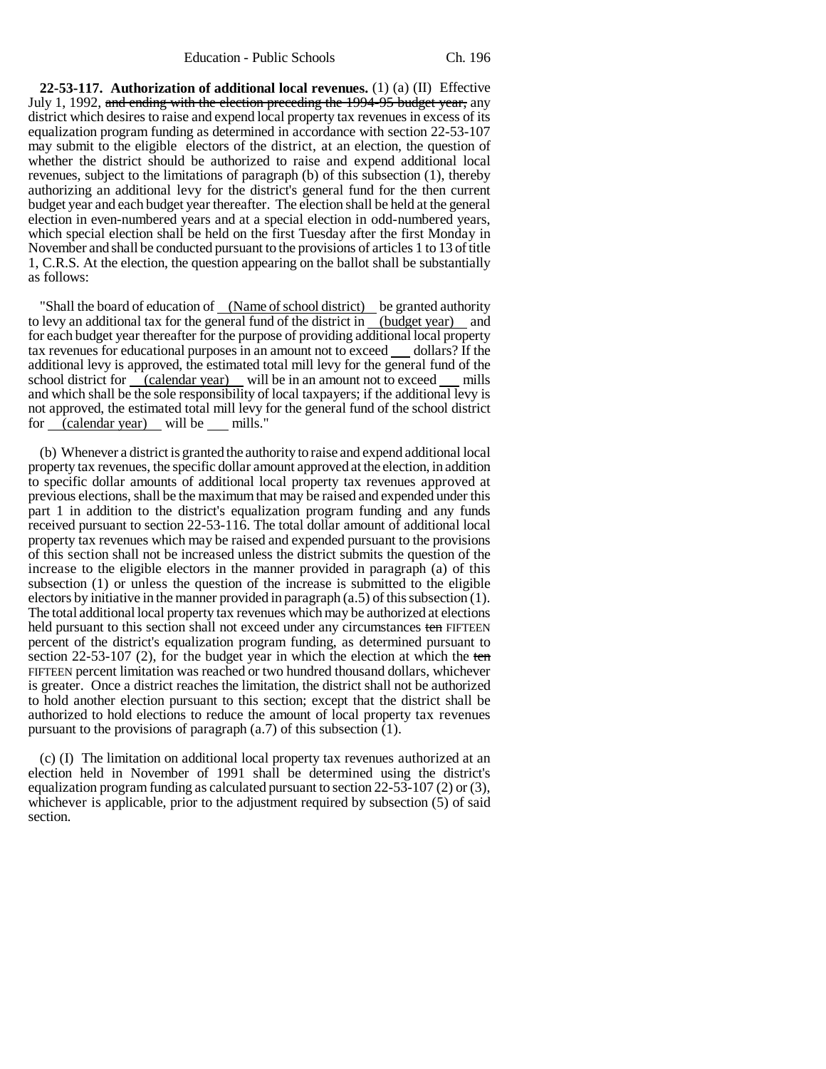**22-53-117. Authorization of additional local revenues.** (1) (a) (II) Effective July 1, 1992, ~~and ending with the election preceding the 1994-95 budget year,~~ any district which desires to raise and expend local property tax revenues in excess of its equalization program funding as determined in accordance with section 22-53-107 may submit to the eligible electors of the district, at an election, the question of whether the district should be authorized to raise and expend additional local revenues, subject to the limitations of paragraph (b) of this subsection (1), thereby authorizing an additional levy for the district's general fund for the then current budget year and each budget year thereafter. The election shall be held at the general election in even-numbered years and at a special election in odd-numbered years, which special election shall be held on the first Tuesday after the first Monday in November and shall be conducted pursuant to the provisions of articles 1 to 13 of title 1, C.R.S. At the election, the question appearing on the ballot shall be substantially as follows:

"Shall the board of education of (Name of school district) be granted authority to levy an additional tax for the general fund of the district in (budget year) and for each budget year thereafter for the purpose of providing additional local property tax revenues for educational purposes in an amount not to exceed ___ dollars? If the additional levy is approved, the estimated total mill levy for the general fund of the school district for (calendar year) will be in an amount not to exceed ___ mills and which shall be the sole responsibility of local taxpayers; if the additional levy is not approved, the estimated total mill levy for the general fund of the school district for (calendar year) will be ___ mills."

(b) Whenever a district is granted the authority to raise and expend additional local property tax revenues, the specific dollar amount approved at the election, in addition to specific dollar amounts of additional local property tax revenues approved at previous elections, shall be the maximum that may be raised and expended under this part 1 in addition to the district's equalization program funding and any funds received pursuant to section 22-53-116. The total dollar amount of additional local property tax revenues which may be raised and expended pursuant to the provisions of this section shall not be increased unless the district submits the question of the increase to the eligible electors in the manner provided in paragraph (a) of this subsection (1) or unless the question of the increase is submitted to the eligible electors by initiative in the manner provided in paragraph (a.5) of this subsection (1). The total additional local property tax revenues which may be authorized at elections held pursuant to this section shall not exceed under any circumstances ~~ten~~ FIFTEEN percent of the district's equalization program funding, as determined pursuant to section 22-53-107 (2), for the budget year in which the election at which the ~~ten~~ FIFTEEN percent limitation was reached or two hundred thousand dollars, whichever is greater. Once a district reaches the limitation, the district shall not be authorized to hold another election pursuant to this section; except that the district shall be authorized to hold elections to reduce the amount of local property tax revenues pursuant to the provisions of paragraph (a.7) of this subsection (1).

(c) (I) The limitation on additional local property tax revenues authorized at an election held in November of 1991 shall be determined using the district's equalization program funding as calculated pursuant to section 22-53-107 (2) or (3), whichever is applicable, prior to the adjustment required by subsection (5) of said section.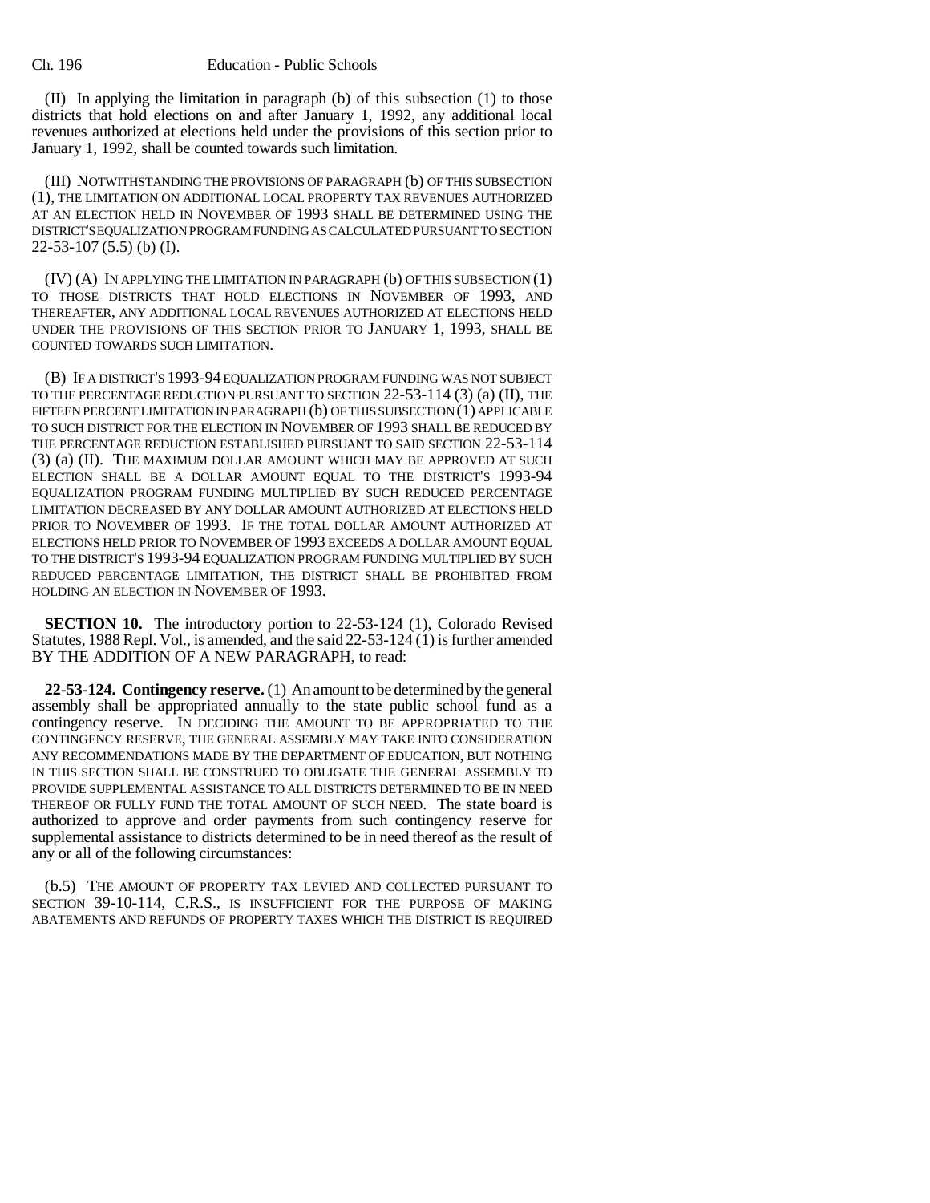(II) In applying the limitation in paragraph (b) of this subsection (1) to those districts that hold elections on and after January 1, 1992, any additional local revenues authorized at elections held under the provisions of this section prior to January 1, 1992, shall be counted towards such limitation.

(III) NOTWITHSTANDING THE PROVISIONS OF PARAGRAPH (b) OF THIS SUBSECTION (1), THE LIMITATION ON ADDITIONAL LOCAL PROPERTY TAX REVENUES AUTHORIZED AT AN ELECTION HELD IN NOVEMBER OF 1993 SHALL BE DETERMINED USING THE DISTRICT'S EQUALIZATION PROGRAM FUNDING AS CALCULATED PURSUANT TO SECTION 22-53-107 (5.5) (b) (I).

(IV) (A) IN APPLYING THE LIMITATION IN PARAGRAPH (b) OF THIS SUBSECTION (1) TO THOSE DISTRICTS THAT HOLD ELECTIONS IN NOVEMBER OF 1993, AND THEREAFTER, ANY ADDITIONAL LOCAL REVENUES AUTHORIZED AT ELECTIONS HELD UNDER THE PROVISIONS OF THIS SECTION PRIOR TO JANUARY 1, 1993, SHALL BE COUNTED TOWARDS SUCH LIMITATION.

(B) IF A DISTRICT'S 1993-94 EQUALIZATION PROGRAM FUNDING WAS NOT SUBJECT TO THE PERCENTAGE REDUCTION PURSUANT TO SECTION 22-53-114 (3) (a) (II), THE FIFTEEN PERCENT LIMITATION IN PARAGRAPH (b) OF THIS SUBSECTION (1) APPLICABLE TO SUCH DISTRICT FOR THE ELECTION IN NOVEMBER OF 1993 SHALL BE REDUCED BY THE PERCENTAGE REDUCTION ESTABLISHED PURSUANT TO SAID SECTION 22-53-114 (3) (a) (II). THE MAXIMUM DOLLAR AMOUNT WHICH MAY BE APPROVED AT SUCH ELECTION SHALL BE A DOLLAR AMOUNT EQUAL TO THE DISTRICT'S 1993-94 EQUALIZATION PROGRAM FUNDING MULTIPLIED BY SUCH REDUCED PERCENTAGE LIMITATION DECREASED BY ANY DOLLAR AMOUNT AUTHORIZED AT ELECTIONS HELD PRIOR TO NOVEMBER OF 1993. IF THE TOTAL DOLLAR AMOUNT AUTHORIZED AT ELECTIONS HELD PRIOR TO NOVEMBER OF 1993 EXCEEDS A DOLLAR AMOUNT EQUAL TO THE DISTRICT'S 1993-94 EQUALIZATION PROGRAM FUNDING MULTIPLIED BY SUCH REDUCED PERCENTAGE LIMITATION, THE DISTRICT SHALL BE PROHIBITED FROM HOLDING AN ELECTION IN NOVEMBER OF 1993.

**SECTION 10.** The introductory portion to 22-53-124 (1), Colorado Revised Statutes, 1988 Repl. Vol., is amended, and the said 22-53-124 (1) is further amended BY THE ADDITION OF A NEW PARAGRAPH, to read:

**22-53-124. Contingency reserve.** (1) An amount to be determined by the general assembly shall be appropriated annually to the state public school fund as a contingency reserve. IN DECIDING THE AMOUNT TO BE APPROPRIATED TO THE CONTINGENCY RESERVE, THE GENERAL ASSEMBLY MAY TAKE INTO CONSIDERATION ANY RECOMMENDATIONS MADE BY THE DEPARTMENT OF EDUCATION, BUT NOTHING IN THIS SECTION SHALL BE CONSTRUED TO OBLIGATE THE GENERAL ASSEMBLY TO PROVIDE SUPPLEMENTAL ASSISTANCE TO ALL DISTRICTS DETERMINED TO BE IN NEED THEREOF OR FULLY FUND THE TOTAL AMOUNT OF SUCH NEED. The state board is authorized to approve and order payments from such contingency reserve for supplemental assistance to districts determined to be in need thereof as the result of any or all of the following circumstances:

(b.5) THE AMOUNT OF PROPERTY TAX LEVIED AND COLLECTED PURSUANT TO SECTION 39-10-114, C.R.S., IS INSUFFICIENT FOR THE PURPOSE OF MAKING ABATEMENTS AND REFUNDS OF PROPERTY TAXES WHICH THE DISTRICT IS REQUIRED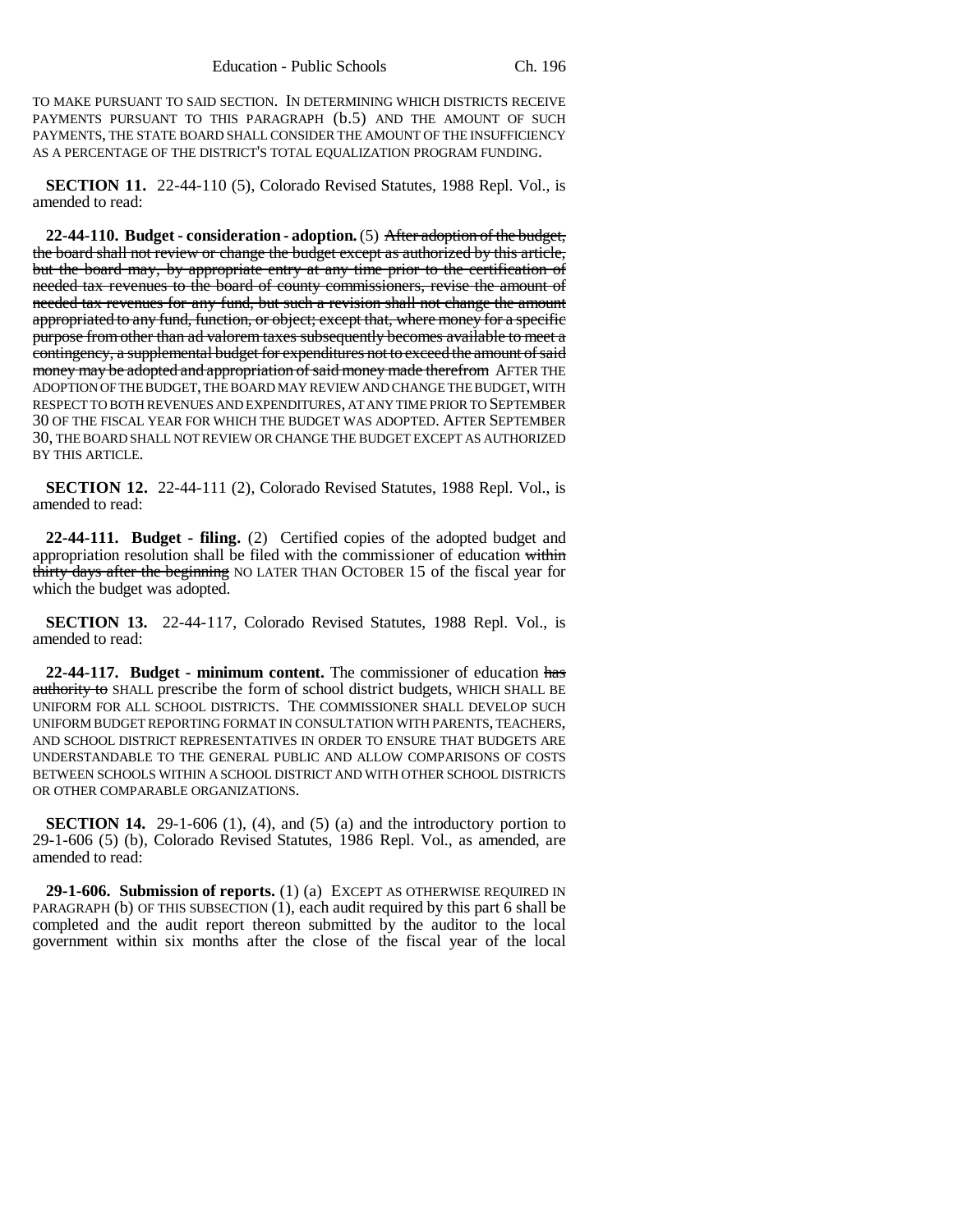TO MAKE PURSUANT TO SAID SECTION. IN DETERMINING WHICH DISTRICTS RECEIVE PAYMENTS PURSUANT TO THIS PARAGRAPH (b.5) AND THE AMOUNT OF SUCH PAYMENTS, THE STATE BOARD SHALL CONSIDER THE AMOUNT OF THE INSUFFICIENCY AS A PERCENTAGE OF THE DISTRICT'S TOTAL EQUALIZATION PROGRAM FUNDING.

**SECTION 11.** 22-44-110 (5), Colorado Revised Statutes, 1988 Repl. Vol., is amended to read:

**22-44-110. Budget - consideration - adoption.** (5) ~~After adoption of the budget, the board shall not review or change the budget except as authorized by this article, but the board may, by appropriate entry at any time prior to the certification of needed tax revenues to the board of county commissioners, revise the amount of needed tax revenues for any fund, but such a revision shall not change the amount appropriated to any fund, function, or object; except that, where money for a specific purpose from other than ad valorem taxes subsequently becomes available to meet a contingency, a supplemental budget for expenditures not to exceed the amount of said money may be adopted and appropriation of said money made therefrom~~ AFTER THE ADOPTION OF THE BUDGET, THE BOARD MAY REVIEW AND CHANGE THE BUDGET, WITH RESPECT TO BOTH REVENUES AND EXPENDITURES, AT ANY TIME PRIOR TO SEPTEMBER 30 OF THE FISCAL YEAR FOR WHICH THE BUDGET WAS ADOPTED. AFTER SEPTEMBER 30, THE BOARD SHALL NOT REVIEW OR CHANGE THE BUDGET EXCEPT AS AUTHORIZED BY THIS ARTICLE.

**SECTION 12.** 22-44-111 (2), Colorado Revised Statutes, 1988 Repl. Vol., is amended to read:

**22-44-111. Budget - filing.** (2) Certified copies of the adopted budget and appropriation resolution shall be filed with the commissioner of education ~~within thirty days after the beginning~~ NO LATER THAN OCTOBER 15 of the fiscal year for which the budget was adopted.

**SECTION 13.** 22-44-117, Colorado Revised Statutes, 1988 Repl. Vol., is amended to read:

**22-44-117. Budget - minimum content.** The commissioner of education ~~has authority to~~ SHALL prescribe the form of school district budgets, WHICH SHALL BE UNIFORM FOR ALL SCHOOL DISTRICTS. THE COMMISSIONER SHALL DEVELOP SUCH UNIFORM BUDGET REPORTING FORMAT IN CONSULTATION WITH PARENTS, TEACHERS, AND SCHOOL DISTRICT REPRESENTATIVES IN ORDER TO ENSURE THAT BUDGETS ARE UNDERSTANDABLE TO THE GENERAL PUBLIC AND ALLOW COMPARISONS OF COSTS BETWEEN SCHOOLS WITHIN A SCHOOL DISTRICT AND WITH OTHER SCHOOL DISTRICTS OR OTHER COMPARABLE ORGANIZATIONS.

**SECTION 14.** 29-1-606 (1), (4), and (5) (a) and the introductory portion to 29-1-606 (5) (b), Colorado Revised Statutes, 1986 Repl. Vol., as amended, are amended to read:

**29-1-606. Submission of reports.** (1) (a) EXCEPT AS OTHERWISE REQUIRED IN PARAGRAPH (b) OF THIS SUBSECTION (1), each audit required by this part 6 shall be completed and the audit report thereon submitted by the auditor to the local government within six months after the close of the fiscal year of the local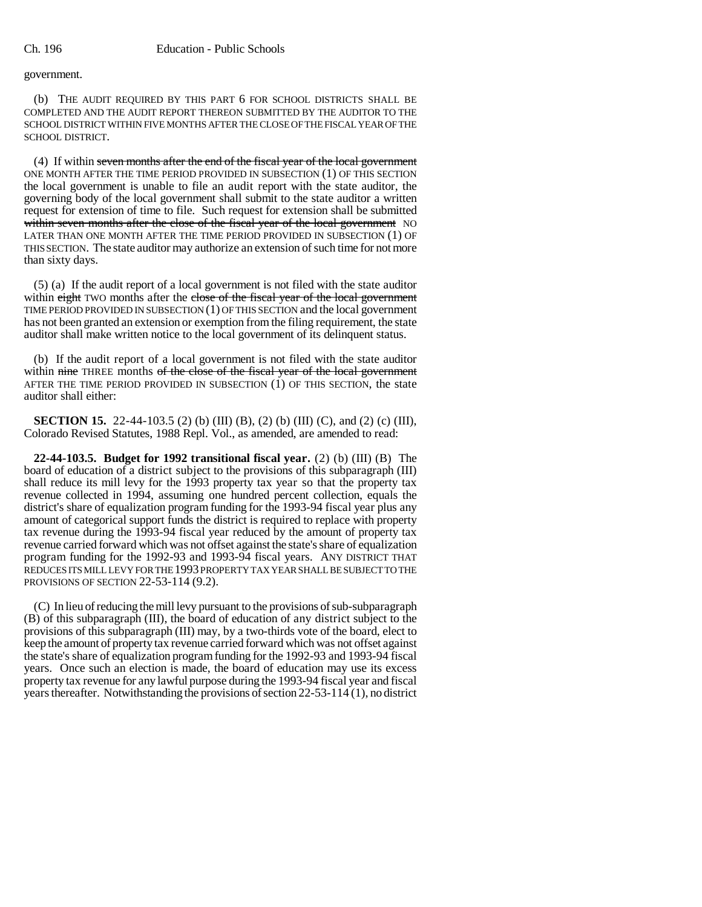government.

(b) THE AUDIT REQUIRED BY THIS PART 6 FOR SCHOOL DISTRICTS SHALL BE COMPLETED AND THE AUDIT REPORT THEREON SUBMITTED BY THE AUDITOR TO THE SCHOOL DISTRICT WITHIN FIVE MONTHS AFTER THE CLOSE OF THE FISCAL YEAR OF THE SCHOOL DISTRICT.

(4) If within ~~seven months after the end of the fiscal year of the local government~~ ONE MONTH AFTER THE TIME PERIOD PROVIDED IN SUBSECTION (1) OF THIS SECTION the local government is unable to file an audit report with the state auditor, the governing body of the local government shall submit to the state auditor a written request for extension of time to file. Such request for extension shall be submitted ~~within seven months after the close of the fiscal year of the local government~~ NO LATER THAN ONE MONTH AFTER THE TIME PERIOD PROVIDED IN SUBSECTION (1) OF THIS SECTION. The state auditor may authorize an extension of such time for not more than sixty days.

(5) (a) If the audit report of a local government is not filed with the state auditor within ~~eight~~ TWO months after the ~~close of the fiscal year of the local government~~ TIME PERIOD PROVIDED IN SUBSECTION (1) OF THIS SECTION and the local government has not been granted an extension or exemption from the filing requirement, the state auditor shall make written notice to the local government of its delinquent status.

(b) If the audit report of a local government is not filed with the state auditor within ~~nine~~ THREE months ~~of the close of the fiscal year of the local government~~ AFTER THE TIME PERIOD PROVIDED IN SUBSECTION (1) OF THIS SECTION, the state auditor shall either:

**SECTION 15.** 22-44-103.5 (2) (b) (III) (B), (2) (b) (III) (C), and (2) (c) (III), Colorado Revised Statutes, 1988 Repl. Vol., as amended, are amended to read:

**22-44-103.5. Budget for 1992 transitional fiscal year.** (2) (b) (III) (B) The board of education of a district subject to the provisions of this subparagraph (III) shall reduce its mill levy for the 1993 property tax year so that the property tax revenue collected in 1994, assuming one hundred percent collection, equals the district's share of equalization program funding for the 1993-94 fiscal year plus any amount of categorical support funds the district is required to replace with property tax revenue during the 1993-94 fiscal year reduced by the amount of property tax revenue carried forward which was not offset against the state's share of equalization program funding for the 1992-93 and 1993-94 fiscal years. ANY DISTRICT THAT REDUCES ITS MILL LEVY FOR THE 1993 PROPERTY TAX YEAR SHALL BE SUBJECT TO THE PROVISIONS OF SECTION 22-53-114 (9.2).

(C) In lieu of reducing the mill levy pursuant to the provisions of sub-subparagraph (B) of this subparagraph (III), the board of education of any district subject to the provisions of this subparagraph (III) may, by a two-thirds vote of the board, elect to keep the amount of property tax revenue carried forward which was not offset against the state's share of equalization program funding for the 1992-93 and 1993-94 fiscal years. Once such an election is made, the board of education may use its excess property tax revenue for any lawful purpose during the 1993-94 fiscal year and fiscal years thereafter. Notwithstanding the provisions of section 22-53-114 (1), no district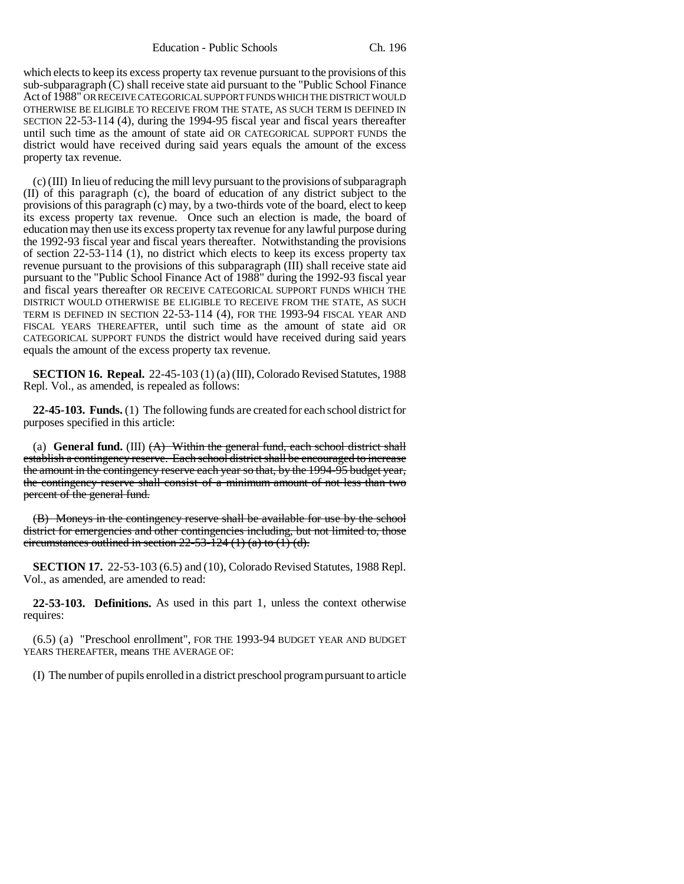which elects to keep its excess property tax revenue pursuant to the provisions of this sub-subparagraph (C) shall receive state aid pursuant to the "Public School Finance Act of 1988" OR RECEIVE CATEGORICAL SUPPORT FUNDS WHICH THE DISTRICT WOULD OTHERWISE BE ELIGIBLE TO RECEIVE FROM THE STATE, AS SUCH TERM IS DEFINED IN SECTION 22-53-114 (4), during the 1994-95 fiscal year and fiscal years thereafter until such time as the amount of state aid OR CATEGORICAL SUPPORT FUNDS the district would have received during said years equals the amount of the excess property tax revenue.

(c) (III) In lieu of reducing the mill levy pursuant to the provisions of subparagraph (II) of this paragraph (c), the board of education of any district subject to the provisions of this paragraph (c) may, by a two-thirds vote of the board, elect to keep its excess property tax revenue. Once such an election is made, the board of education may then use its excess property tax revenue for any lawful purpose during the 1992-93 fiscal year and fiscal years thereafter. Notwithstanding the provisions of section 22-53-114 (1), no district which elects to keep its excess property tax revenue pursuant to the provisions of this subparagraph (III) shall receive state aid pursuant to the "Public School Finance Act of 1988" during the 1992-93 fiscal year and fiscal years thereafter OR RECEIVE CATEGORICAL SUPPORT FUNDS WHICH THE DISTRICT WOULD OTHERWISE BE ELIGIBLE TO RECEIVE FROM THE STATE, AS SUCH TERM IS DEFINED IN SECTION 22-53-114 (4), FOR THE 1993-94 FISCAL YEAR AND FISCAL YEARS THEREAFTER, until such time as the amount of state aid OR CATEGORICAL SUPPORT FUNDS the district would have received during said years equals the amount of the excess property tax revenue.

**SECTION 16. Repeal.** 22-45-103 (1) (a) (III), Colorado Revised Statutes, 1988 Repl. Vol., as amended, is repealed as follows:

**22-45-103. Funds.** (1) The following funds are created for each school district for purposes specified in this article:

(a) **General fund.** (III) ~~(A) Within the general fund, each school district shall establish a contingency reserve. Each school district shall be encouraged to increase the amount in the contingency reserve each year so that, by the 1994-95 budget year, the contingency reserve shall consist of a minimum amount of not less than two percent of the general fund.~~

~~(B) Moneys in the contingency reserve shall be available for use by the school district for emergencies and other contingencies including, but not limited to, those circumstances outlined in section 22-53-124 (1) (a) to (1) (d).~~

**SECTION 17.** 22-53-103 (6.5) and (10), Colorado Revised Statutes, 1988 Repl. Vol., as amended, are amended to read:

**22-53-103. Definitions.** As used in this part 1, unless the context otherwise requires:

(6.5) (a) "Preschool enrollment", FOR THE 1993-94 BUDGET YEAR AND BUDGET YEARS THEREAFTER, means THE AVERAGE OF:

(I) The number of pupils enrolled in a district preschool program pursuant to article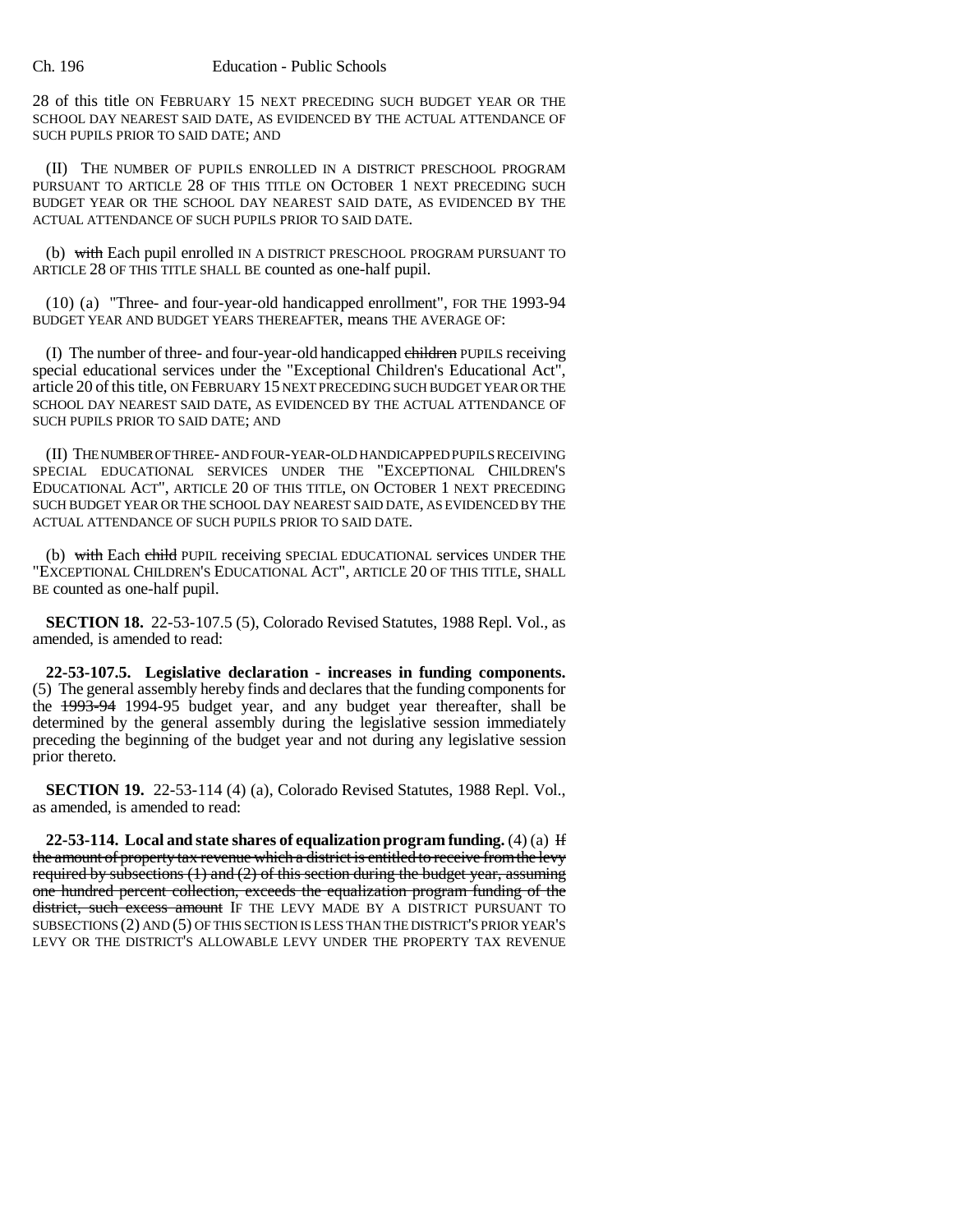28 of this title ON FEBRUARY 15 NEXT PRECEDING SUCH BUDGET YEAR OR THE SCHOOL DAY NEAREST SAID DATE, AS EVIDENCED BY THE ACTUAL ATTENDANCE OF SUCH PUPILS PRIOR TO SAID DATE; AND

(II) THE NUMBER OF PUPILS ENROLLED IN A DISTRICT PRESCHOOL PROGRAM PURSUANT TO ARTICLE 28 OF THIS TITLE ON OCTOBER 1 NEXT PRECEDING SUCH BUDGET YEAR OR THE SCHOOL DAY NEAREST SAID DATE, AS EVIDENCED BY THE ACTUAL ATTENDANCE OF SUCH PUPILS PRIOR TO SAID DATE.

(b) ~~with~~ Each pupil enrolled IN A DISTRICT PRESCHOOL PROGRAM PURSUANT TO ARTICLE 28 OF THIS TITLE SHALL BE counted as one-half pupil.

(10) (a) "Three- and four-year-old handicapped enrollment", FOR THE 1993-94 BUDGET YEAR AND BUDGET YEARS THEREAFTER, means THE AVERAGE OF:

(I) The number of three- and four-year-old handicapped ~~children~~ PUPILS receiving special educational services under the "Exceptional Children's Educational Act", article 20 of this title, ON FEBRUARY 15 NEXT PRECEDING SUCH BUDGET YEAR OR THE SCHOOL DAY NEAREST SAID DATE, AS EVIDENCED BY THE ACTUAL ATTENDANCE OF SUCH PUPILS PRIOR TO SAID DATE; AND

(II) THE NUMBER OF THREE- AND FOUR-YEAR-OLD HANDICAPPED PUPILS RECEIVING SPECIAL EDUCATIONAL SERVICES UNDER THE "EXCEPTIONAL CHILDREN'S EDUCATIONAL ACT", ARTICLE 20 OF THIS TITLE, ON OCTOBER 1 NEXT PRECEDING SUCH BUDGET YEAR OR THE SCHOOL DAY NEAREST SAID DATE, AS EVIDENCED BY THE ACTUAL ATTENDANCE OF SUCH PUPILS PRIOR TO SAID DATE.

(b) ~~with~~ Each ~~child~~ PUPIL receiving SPECIAL EDUCATIONAL services UNDER THE "EXCEPTIONAL CHILDREN'S EDUCATIONAL ACT", ARTICLE 20 OF THIS TITLE, SHALL BE counted as one-half pupil.

**SECTION 18.** 22-53-107.5 (5), Colorado Revised Statutes, 1988 Repl. Vol., as amended, is amended to read:

**22-53-107.5. Legislative declaration - increases in funding components.** (5) The general assembly hereby finds and declares that the funding components for the ~~1993-94~~ 1994-95 budget year, and any budget year thereafter, shall be determined by the general assembly during the legislative session immediately preceding the beginning of the budget year and not during any legislative session prior thereto.

**SECTION 19.** 22-53-114 (4) (a), Colorado Revised Statutes, 1988 Repl. Vol., as amended, is amended to read:

**22-53-114. Local and state shares of equalization program funding.** (4) (a) ~~If the amount of property tax revenue which a district is entitled to receive from the levy required by subsections (1) and (2) of this section during the budget year, assuming one hundred percent collection, exceeds the equalization program funding of the district, such excess amount~~ IF THE LEVY MADE BY A DISTRICT PURSUANT TO SUBSECTIONS (2) AND (5) OF THIS SECTION IS LESS THAN THE DISTRICT'S PRIOR YEAR'S LEVY OR THE DISTRICT'S ALLOWABLE LEVY UNDER THE PROPERTY TAX REVENUE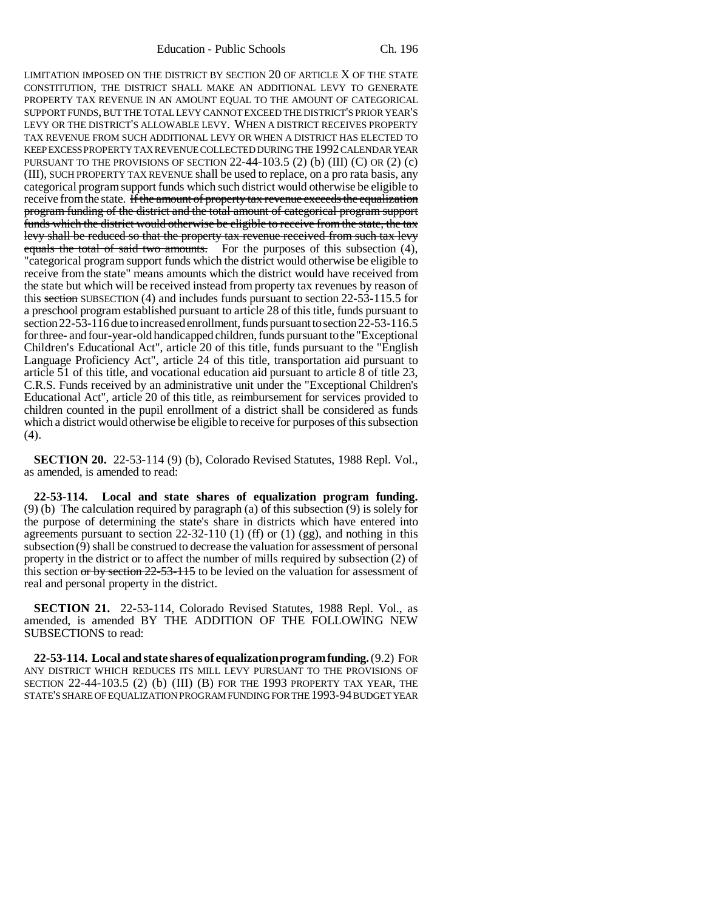LIMITATION IMPOSED ON THE DISTRICT BY SECTION 20 OF ARTICLE X OF THE STATE CONSTITUTION, THE DISTRICT SHALL MAKE AN ADDITIONAL LEVY TO GENERATE PROPERTY TAX REVENUE IN AN AMOUNT EQUAL TO THE AMOUNT OF CATEGORICAL SUPPORT FUNDS, BUT THE TOTAL LEVY CANNOT EXCEED THE DISTRICT'S PRIOR YEAR'S LEVY OR THE DISTRICT'S ALLOWABLE LEVY. WHEN A DISTRICT RECEIVES PROPERTY TAX REVENUE FROM SUCH ADDITIONAL LEVY OR WHEN A DISTRICT HAS ELECTED TO KEEP EXCESS PROPERTY TAX REVENUE COLLECTED DURING THE 1992 CALENDAR YEAR PURSUANT TO THE PROVISIONS OF SECTION 22-44-103.5 (2) (b) (III) (C) OR (2) (c) (III), SUCH PROPERTY TAX REVENUE shall be used to replace, on a pro rata basis, any categorical program support funds which such district would otherwise be eligible to receive from the state. ~~If the amount of property tax revenue exceeds the equalization program funding of the district and the total amount of categorical program support funds which the district would otherwise be eligible to receive from the state, the tax levy shall be reduced so that the property tax revenue received from such tax levy equals the total of said two amounts.~~ For the purposes of this subsection (4), "categorical program support funds which the district would otherwise be eligible to receive from the state" means amounts which the district would have received from the state but which will be received instead from property tax revenues by reason of this ~~section~~ SUBSECTION (4) and includes funds pursuant to section 22-53-115.5 for a preschool program established pursuant to article 28 of this title, funds pursuant to section 22-53-116 due to increased enrollment, funds pursuant to section 22-53-116.5 for three- and four-year-old handicapped children, funds pursuant to the "Exceptional Children's Educational Act", article 20 of this title, funds pursuant to the "English Language Proficiency Act", article 24 of this title, transportation aid pursuant to article 51 of this title, and vocational education aid pursuant to article 8 of title 23, C.R.S. Funds received by an administrative unit under the "Exceptional Children's Educational Act", article 20 of this title, as reimbursement for services provided to children counted in the pupil enrollment of a district shall be considered as funds which a district would otherwise be eligible to receive for purposes of this subsection (4).

**SECTION 20.** 22-53-114 (9) (b), Colorado Revised Statutes, 1988 Repl. Vol., as amended, is amended to read:

**22-53-114. Local and state shares of equalization program funding.** (9) (b) The calculation required by paragraph (a) of this subsection (9) is solely for the purpose of determining the state's share in districts which have entered into agreements pursuant to section 22-32-110 (1) (ff) or (1) (gg), and nothing in this subsection (9) shall be construed to decrease the valuation for assessment of personal property in the district or to affect the number of mills required by subsection (2) of this section ~~or by section 22-53-115~~ to be levied on the valuation for assessment of real and personal property in the district.

**SECTION 21.** 22-53-114, Colorado Revised Statutes, 1988 Repl. Vol., as amended, is amended BY THE ADDITION OF THE FOLLOWING NEW SUBSECTIONS to read:

**22-53-114. Local and state shares of equalization program funding.** (9.2) FOR ANY DISTRICT WHICH REDUCES ITS MILL LEVY PURSUANT TO THE PROVISIONS OF SECTION 22-44-103.5 (2) (b) (III) (B) FOR THE 1993 PROPERTY TAX YEAR, THE STATE'S SHARE OF EQUALIZATION PROGRAM FUNDING FOR THE 1993-94 BUDGET YEAR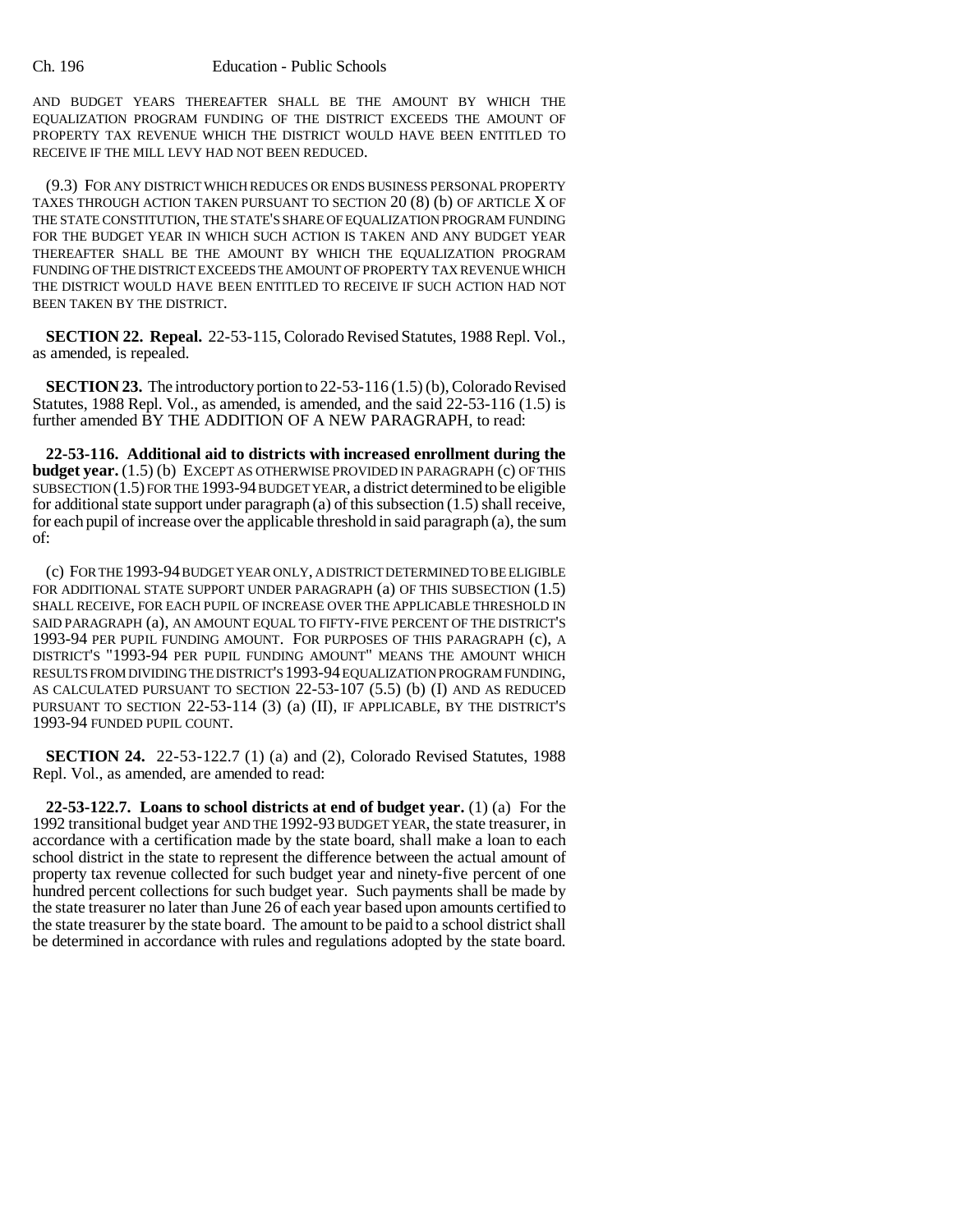AND BUDGET YEARS THEREAFTER SHALL BE THE AMOUNT BY WHICH THE EQUALIZATION PROGRAM FUNDING OF THE DISTRICT EXCEEDS THE AMOUNT OF PROPERTY TAX REVENUE WHICH THE DISTRICT WOULD HAVE BEEN ENTITLED TO RECEIVE IF THE MILL LEVY HAD NOT BEEN REDUCED.

(9.3) FOR ANY DISTRICT WHICH REDUCES OR ENDS BUSINESS PERSONAL PROPERTY TAXES THROUGH ACTION TAKEN PURSUANT TO SECTION 20 (8) (b) OF ARTICLE X OF THE STATE CONSTITUTION, THE STATE'S SHARE OF EQUALIZATION PROGRAM FUNDING FOR THE BUDGET YEAR IN WHICH SUCH ACTION IS TAKEN AND ANY BUDGET YEAR THEREAFTER SHALL BE THE AMOUNT BY WHICH THE EQUALIZATION PROGRAM FUNDING OF THE DISTRICT EXCEEDS THE AMOUNT OF PROPERTY TAX REVENUE WHICH THE DISTRICT WOULD HAVE BEEN ENTITLED TO RECEIVE IF SUCH ACTION HAD NOT BEEN TAKEN BY THE DISTRICT.

**SECTION 22. Repeal.** 22-53-115, Colorado Revised Statutes, 1988 Repl. Vol., as amended, is repealed.

**SECTION 23.** The introductory portion to 22-53-116 (1.5) (b), Colorado Revised Statutes, 1988 Repl. Vol., as amended, is amended, and the said 22-53-116 (1.5) is further amended BY THE ADDITION OF A NEW PARAGRAPH, to read:

**22-53-116. Additional aid to districts with increased enrollment during the budget year.** (1.5) (b) EXCEPT AS OTHERWISE PROVIDED IN PARAGRAPH (c) OF THIS SUBSECTION (1.5) FOR THE 1993-94 BUDGET YEAR, a district determined to be eligible for additional state support under paragraph (a) of this subsection (1.5) shall receive, for each pupil of increase over the applicable threshold in said paragraph (a), the sum of:

(c) FOR THE 1993-94 BUDGET YEAR ONLY, A DISTRICT DETERMINED TO BE ELIGIBLE FOR ADDITIONAL STATE SUPPORT UNDER PARAGRAPH (a) OF THIS SUBSECTION (1.5) SHALL RECEIVE, FOR EACH PUPIL OF INCREASE OVER THE APPLICABLE THRESHOLD IN SAID PARAGRAPH (a), AN AMOUNT EQUAL TO FIFTY-FIVE PERCENT OF THE DISTRICT'S 1993-94 PER PUPIL FUNDING AMOUNT. FOR PURPOSES OF THIS PARAGRAPH (c), A DISTRICT'S "1993-94 PER PUPIL FUNDING AMOUNT" MEANS THE AMOUNT WHICH RESULTS FROM DIVIDING THE DISTRICT'S 1993-94 EQUALIZATION PROGRAM FUNDING, AS CALCULATED PURSUANT TO SECTION 22-53-107 (5.5) (b) (I) AND AS REDUCED PURSUANT TO SECTION 22-53-114 (3) (a) (II), IF APPLICABLE, BY THE DISTRICT'S 1993-94 FUNDED PUPIL COUNT.

**SECTION 24.** 22-53-122.7 (1) (a) and (2), Colorado Revised Statutes, 1988 Repl. Vol., as amended, are amended to read:

**22-53-122.7. Loans to school districts at end of budget year.** (1) (a) For the 1992 transitional budget year AND THE 1992-93 BUDGET YEAR, the state treasurer, in accordance with a certification made by the state board, shall make a loan to each school district in the state to represent the difference between the actual amount of property tax revenue collected for such budget year and ninety-five percent of one hundred percent collections for such budget year. Such payments shall be made by the state treasurer no later than June 26 of each year based upon amounts certified to the state treasurer by the state board. The amount to be paid to a school district shall be determined in accordance with rules and regulations adopted by the state board.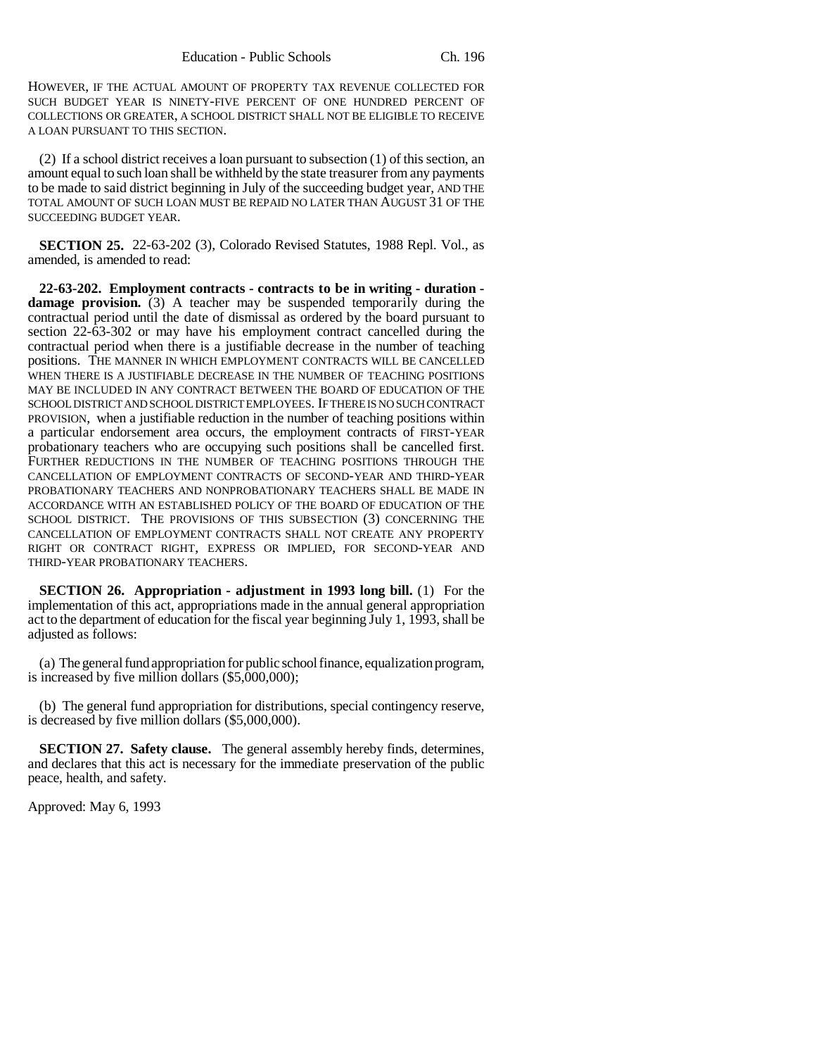HOWEVER, IF THE ACTUAL AMOUNT OF PROPERTY TAX REVENUE COLLECTED FOR SUCH BUDGET YEAR IS NINETY-FIVE PERCENT OF ONE HUNDRED PERCENT OF COLLECTIONS OR GREATER, A SCHOOL DISTRICT SHALL NOT BE ELIGIBLE TO RECEIVE A LOAN PURSUANT TO THIS SECTION.

(2) If a school district receives a loan pursuant to subsection (1) of this section, an amount equal to such loan shall be withheld by the state treasurer from any payments to be made to said district beginning in July of the succeeding budget year, AND THE TOTAL AMOUNT OF SUCH LOAN MUST BE REPAID NO LATER THAN AUGUST 31 OF THE SUCCEEDING BUDGET YEAR.

**SECTION 25.** 22-63-202 (3), Colorado Revised Statutes, 1988 Repl. Vol., as amended, is amended to read:

**22-63-202. Employment contracts - contracts to be in writing - duration - damage provision.** (3) A teacher may be suspended temporarily during the contractual period until the date of dismissal as ordered by the board pursuant to section 22-63-302 or may have his employment contract cancelled during the contractual period when there is a justifiable decrease in the number of teaching positions. THE MANNER IN WHICH EMPLOYMENT CONTRACTS WILL BE CANCELLED WHEN THERE IS A JUSTIFIABLE DECREASE IN THE NUMBER OF TEACHING POSITIONS MAY BE INCLUDED IN ANY CONTRACT BETWEEN THE BOARD OF EDUCATION OF THE SCHOOL DISTRICT AND SCHOOL DISTRICT EMPLOYEES. IF THERE IS NO SUCH CONTRACT PROVISION, when a justifiable reduction in the number of teaching positions within a particular endorsement area occurs, the employment contracts of FIRST-YEAR probationary teachers who are occupying such positions shall be cancelled first. FURTHER REDUCTIONS IN THE NUMBER OF TEACHING POSITIONS THROUGH THE CANCELLATION OF EMPLOYMENT CONTRACTS OF SECOND-YEAR AND THIRD-YEAR PROBATIONARY TEACHERS AND NONPROBATIONARY TEACHERS SHALL BE MADE IN ACCORDANCE WITH AN ESTABLISHED POLICY OF THE BOARD OF EDUCATION OF THE SCHOOL DISTRICT. THE PROVISIONS OF THIS SUBSECTION (3) CONCERNING THE CANCELLATION OF EMPLOYMENT CONTRACTS SHALL NOT CREATE ANY PROPERTY RIGHT OR CONTRACT RIGHT, EXPRESS OR IMPLIED, FOR SECOND-YEAR AND THIRD-YEAR PROBATIONARY TEACHERS.

**SECTION 26. Appropriation - adjustment in 1993 long bill.** (1) For the implementation of this act, appropriations made in the annual general appropriation act to the department of education for the fiscal year beginning July 1, 1993, shall be adjusted as follows:

(a) The general fund appropriation for public school finance, equalization program, is increased by five million dollars ($5,000,000);

(b) The general fund appropriation for distributions, special contingency reserve, is decreased by five million dollars ($5,000,000).

**SECTION 27. Safety clause.** The general assembly hereby finds, determines, and declares that this act is necessary for the immediate preservation of the public peace, health, and safety.

Approved: May 6, 1993